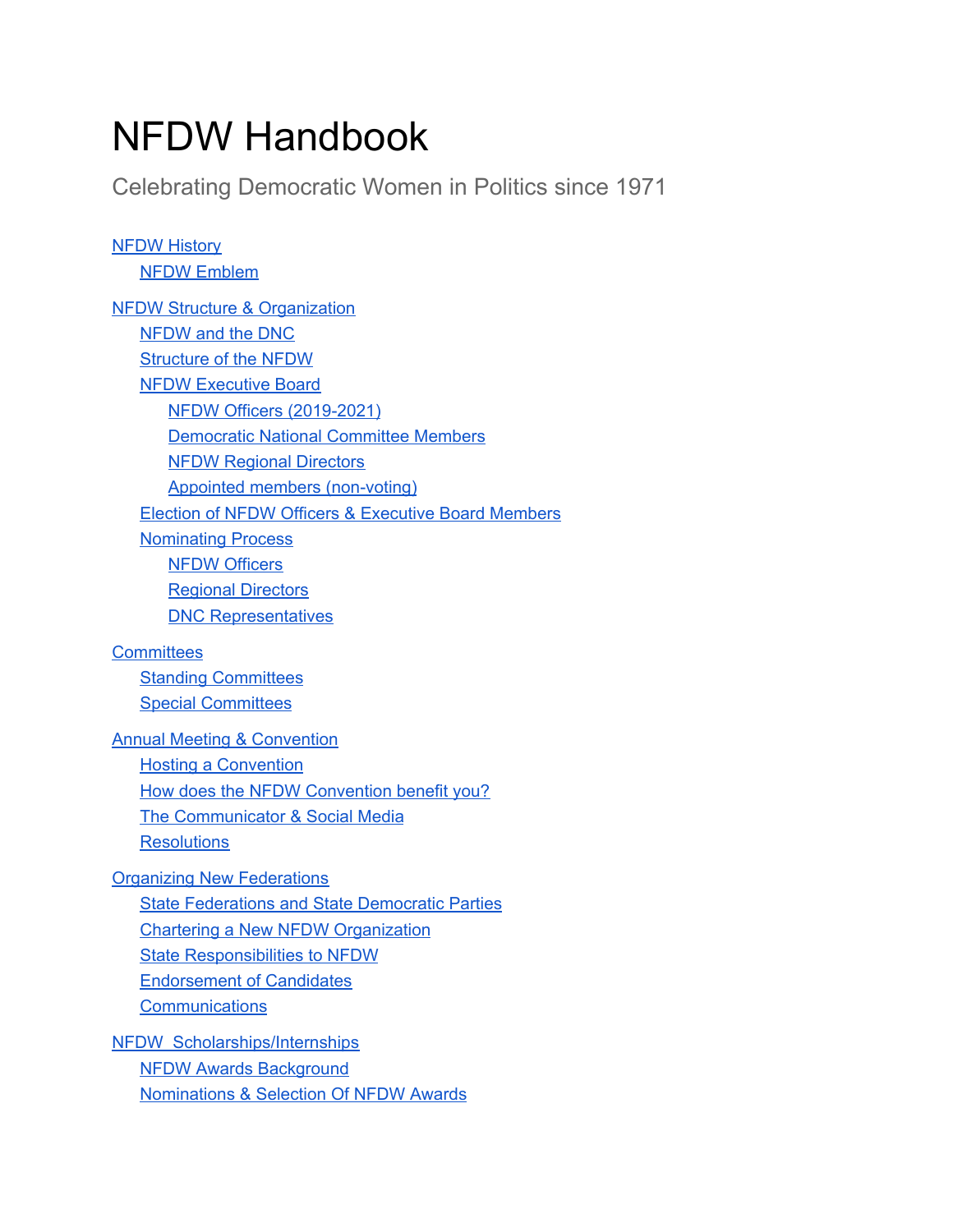# NFDW Handbook

Celebrating Democratic Women in Politics since 1971

- NFDW History
  - NFDW Emblem
- NFDW Structure & Organization
  - NFDW and the DNC
  - Structure of the NFDW
  - NFDW Executive Board
    - NFDW Officers (2019-2021)
    - Democratic National Committee Members
    - NFDW Regional Directors
    - Appointed members (non-voting)
  - Election of NFDW Officers & Executive Board Members
  - Nominating Process
    - NFDW Officers
    - Regional Directors
    - DNC Representatives
- Committees
  - Standing Committees
  - Special Committees
- Annual Meeting & Convention
  - Hosting a Convention
  - How does the NFDW Convention benefit you?
  - The Communicator & Social Media
  - Resolutions
- Organizing New Federations
  - State Federations and State Democratic Parties
  - Chartering a New NFDW Organization
  - State Responsibilities to NFDW
  - Endorsement of Candidates
  - Communications
- NFDW Scholarships/Internships
  - NFDW Awards Background
  - Nominations & Selection Of NFDW Awards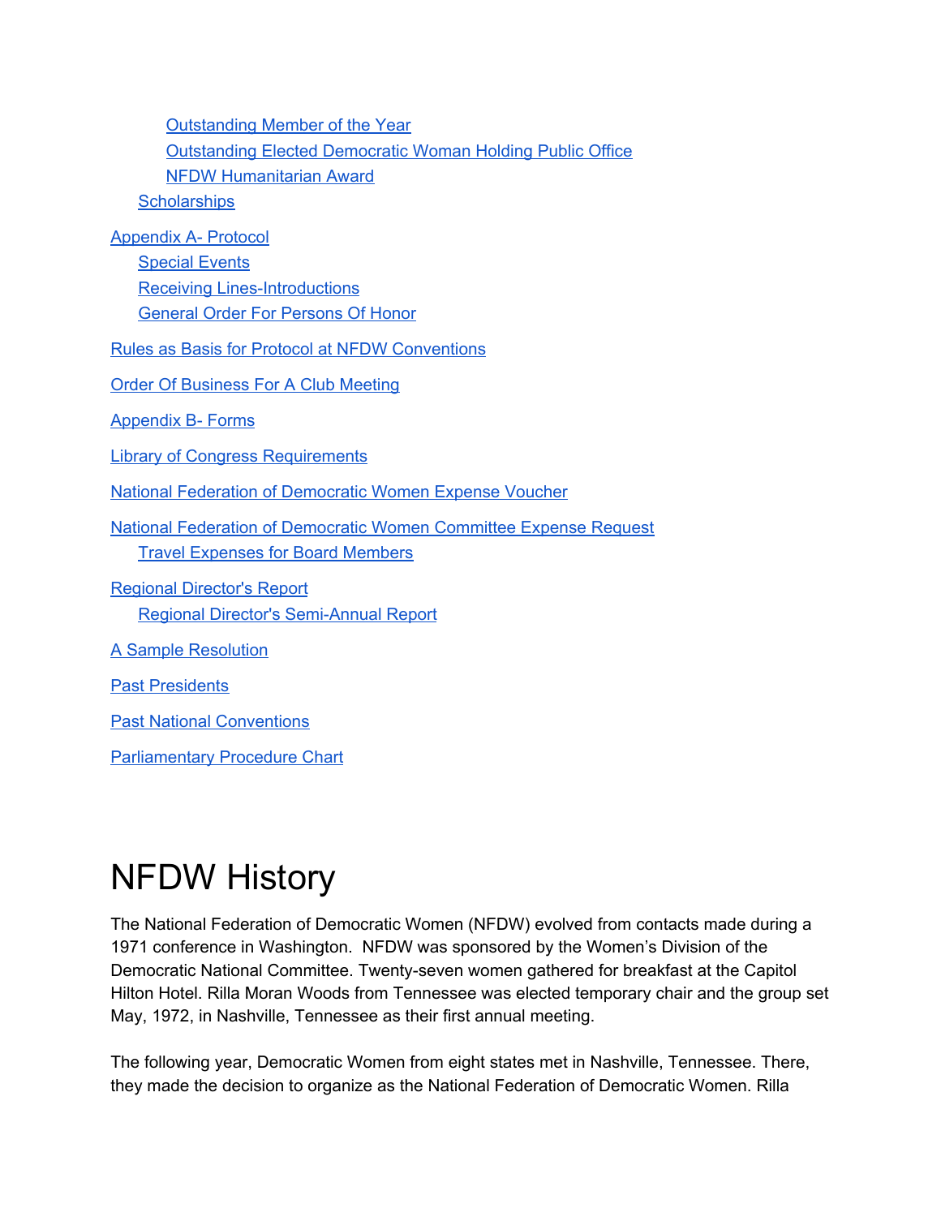- Outstanding Member of the Year
- Outstanding Elected Democratic Woman Holding Public Office
- NFDW Humanitarian Award
- Scholarships

Appendix A- Protocol
- Special Events
- Receiving Lines-Introductions
- General Order For Persons Of Honor

Rules as Basis for Protocol at NFDW Conventions

Order Of Business For A Club Meeting

Appendix B- Forms

Library of Congress Requirements

National Federation of Democratic Women Expense Voucher

National Federation of Democratic Women Committee Expense Request
- Travel Expenses for Board Members

Regional Director's Report
- Regional Director's Semi-Annual Report

A Sample Resolution

Past Presidents

Past National Conventions

Parliamentary Procedure Chart

# NFDW History

The National Federation of Democratic Women (NFDW) evolved from contacts made during a 1971 conference in Washington. NFDW was sponsored by the Women's Division of the Democratic National Committee. Twenty-seven women gathered for breakfast at the Capitol Hilton Hotel. Rilla Moran Woods from Tennessee was elected temporary chair and the group set May, 1972, in Nashville, Tennessee as their first annual meeting.

The following year, Democratic Women from eight states met in Nashville, Tennessee. There, they made the decision to organize as the National Federation of Democratic Women. Rilla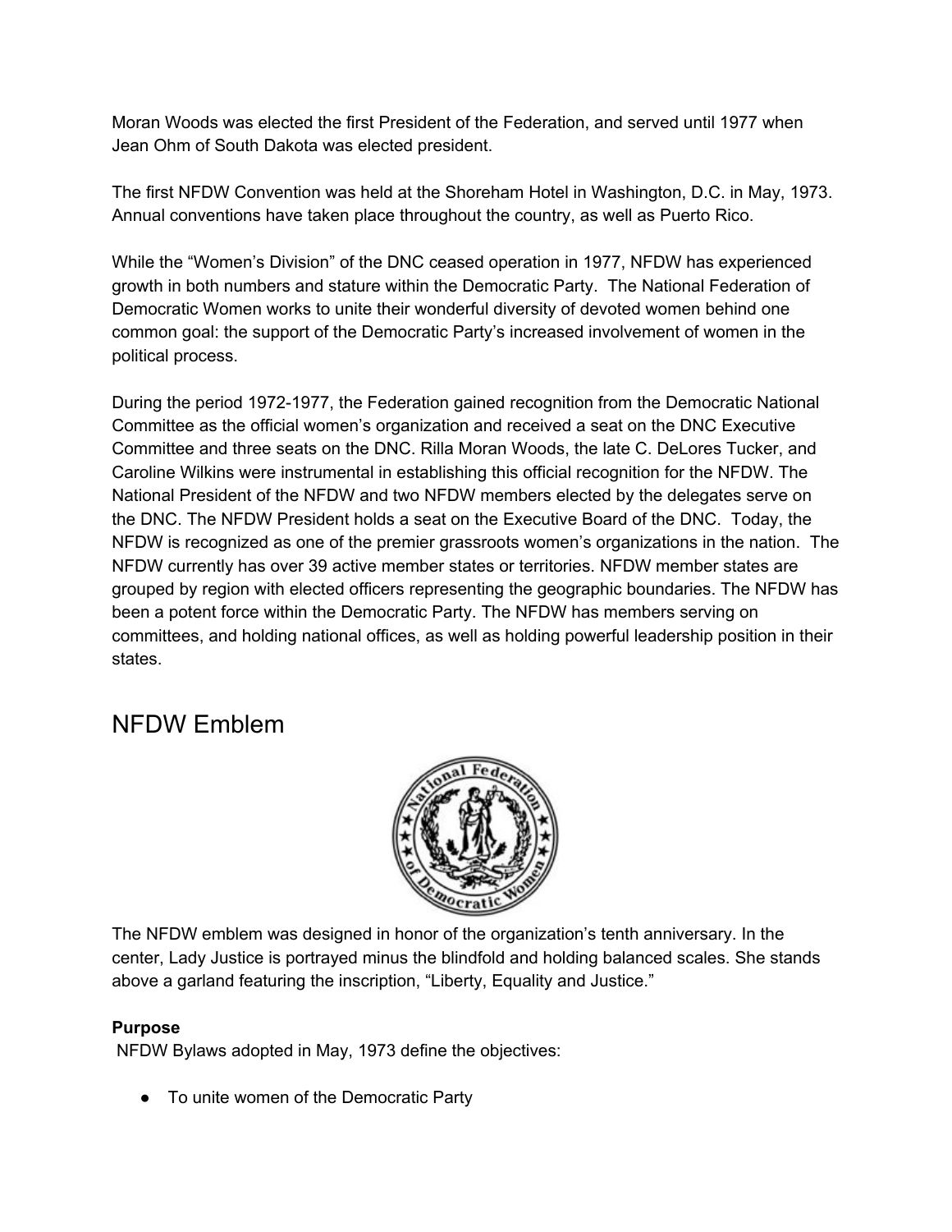Moran Woods was elected the first President of the Federation, and served until 1977 when Jean Ohm of South Dakota was elected president.

The first NFDW Convention was held at the Shoreham Hotel in Washington, D.C. in May, 1973. Annual conventions have taken place throughout the country, as well as Puerto Rico.

While the "Women's Division" of the DNC ceased operation in 1977, NFDW has experienced growth in both numbers and stature within the Democratic Party. The National Federation of Democratic Women works to unite their wonderful diversity of devoted women behind one common goal: the support of the Democratic Party's increased involvement of women in the political process.

During the period 1972-1977, the Federation gained recognition from the Democratic National Committee as the official women's organization and received a seat on the DNC Executive Committee and three seats on the DNC. Rilla Moran Woods, the late C. DeLores Tucker, and Caroline Wilkins were instrumental in establishing this official recognition for the NFDW. The National President of the NFDW and two NFDW members elected by the delegates serve on the DNC. The NFDW President holds a seat on the Executive Board of the DNC. Today, the NFDW is recognized as one of the premier grassroots women's organizations in the nation. The NFDW currently has over 39 active member states or territories. NFDW member states are grouped by region with elected officers representing the geographic boundaries. The NFDW has been a potent force within the Democratic Party. The NFDW has members serving on committees, and holding national offices, as well as holding powerful leadership position in their states.

## NFDW Emblem

The NFDW emblem was designed in honor of the organization's tenth anniversary. In the center, Lady Justice is portrayed minus the blindfold and holding balanced scales. She stands above a garland featuring the inscription, "Liberty, Equality and Justice."

**Purpose**

NFDW Bylaws adopted in May, 1973 define the objectives:

- To unite women of the Democratic Party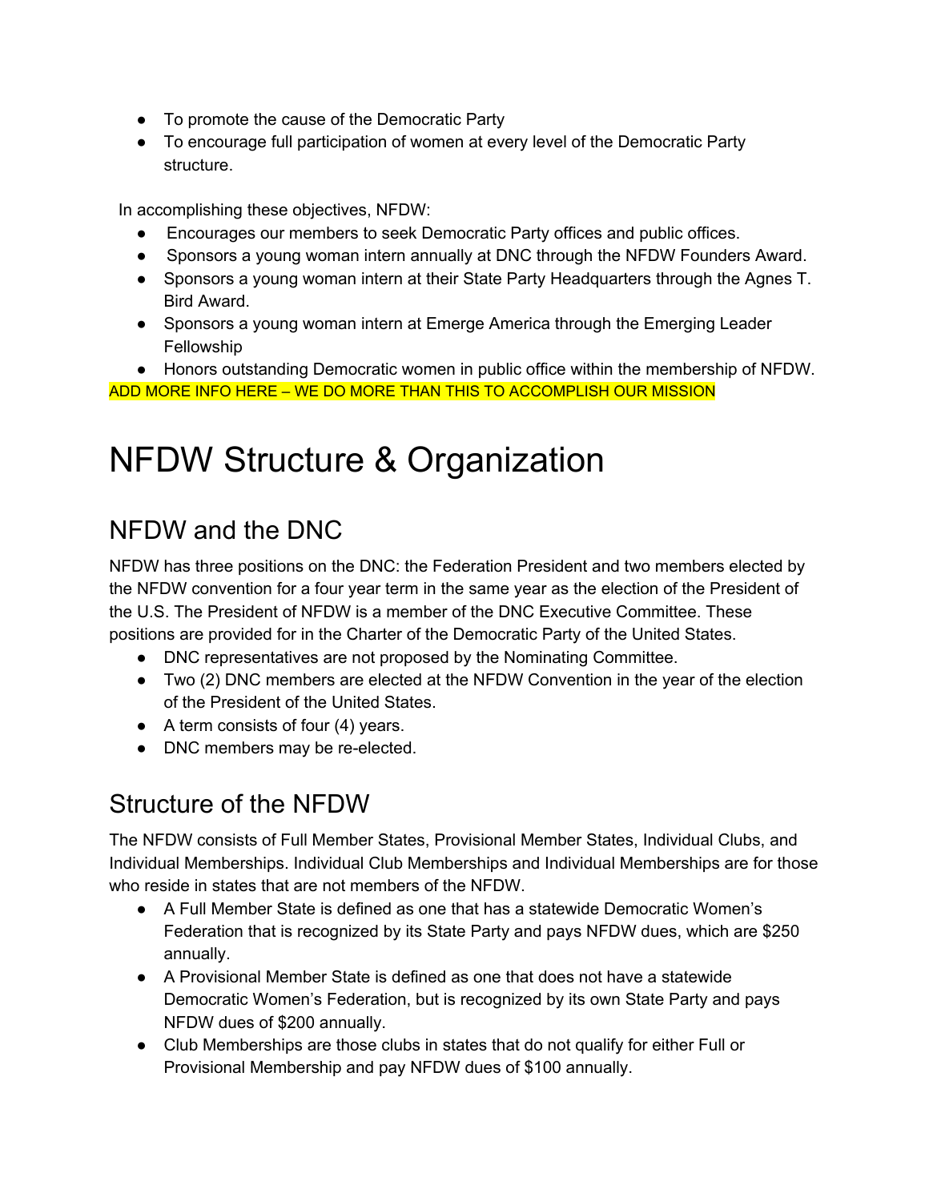- To promote the cause of the Democratic Party
- To encourage full participation of women at every level of the Democratic Party structure.

In accomplishing these objectives, NFDW:

- Encourages our members to seek Democratic Party offices and public offices.
- Sponsors a young woman intern annually at DNC through the NFDW Founders Award.
- Sponsors a young woman intern at their State Party Headquarters through the Agnes T. Bird Award.
- Sponsors a young woman intern at Emerge America through the Emerging Leader Fellowship
- Honors outstanding Democratic women in public office within the membership of NFDW.

ADD MORE INFO HERE – WE DO MORE THAN THIS TO ACCOMPLISH OUR MISSION

# NFDW Structure & Organization

## NFDW and the DNC

NFDW has three positions on the DNC: the Federation President and two members elected by the NFDW convention for a four year term in the same year as the election of the President of the U.S. The President of NFDW is a member of the DNC Executive Committee. These positions are provided for in the Charter of the Democratic Party of the United States.

- DNC representatives are not proposed by the Nominating Committee.
- Two (2) DNC members are elected at the NFDW Convention in the year of the election of the President of the United States.
- A term consists of four (4) years.
- DNC members may be re-elected.

## Structure of the NFDW

The NFDW consists of Full Member States, Provisional Member States, Individual Clubs, and Individual Memberships. Individual Club Memberships and Individual Memberships are for those who reside in states that are not members of the NFDW.

- A Full Member State is defined as one that has a statewide Democratic Women's Federation that is recognized by its State Party and pays NFDW dues, which are $250 annually.
- A Provisional Member State is defined as one that does not have a statewide Democratic Women's Federation, but is recognized by its own State Party and pays NFDW dues of $200 annually.
- Club Memberships are those clubs in states that do not qualify for either Full or Provisional Membership and pay NFDW dues of $100 annually.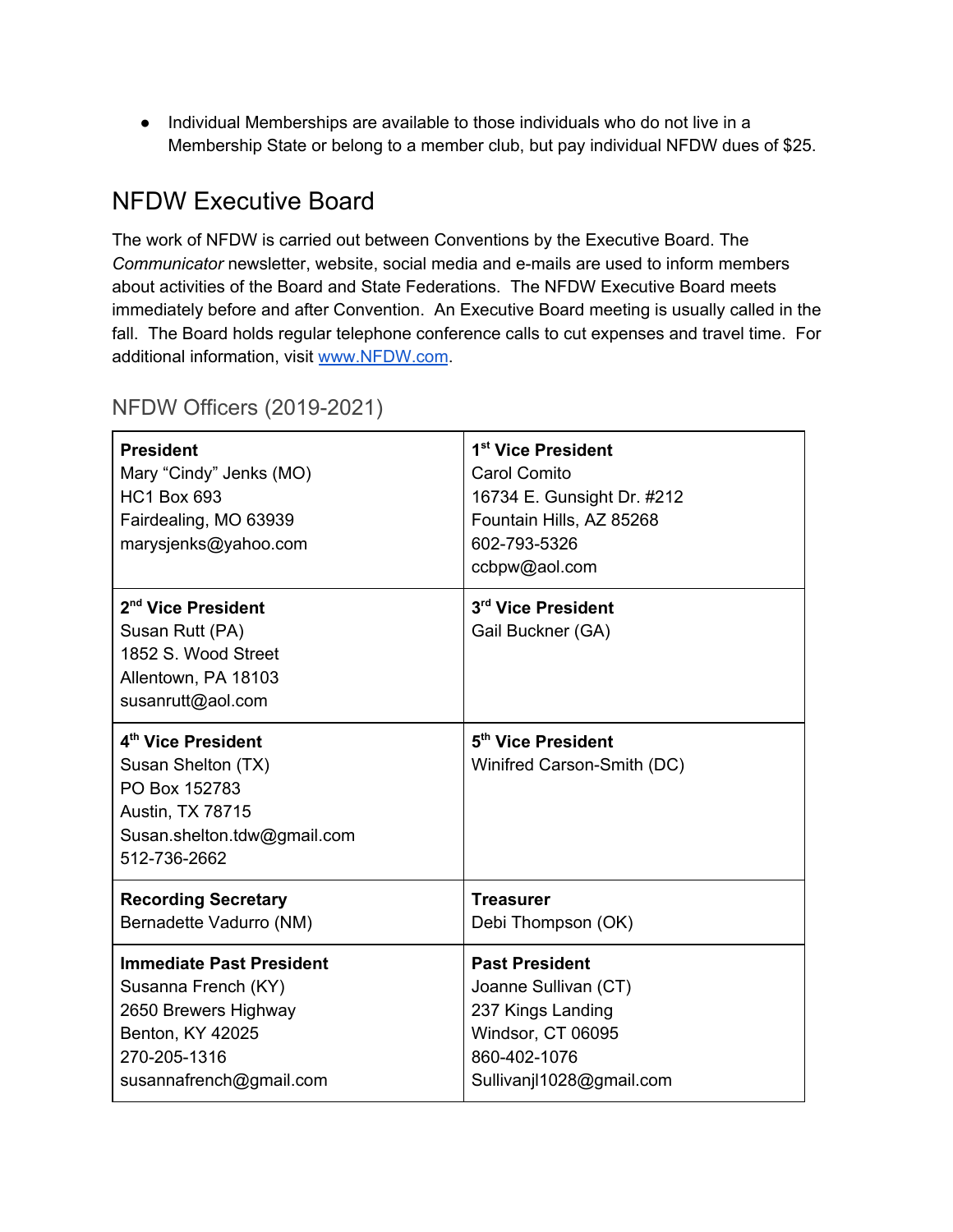- Individual Memberships are available to those individuals who do not live in a Membership State or belong to a member club, but pay individual NFDW dues of $25.

## NFDW Executive Board

The work of NFDW is carried out between Conventions by the Executive Board. The *Communicator* newsletter, website, social media and e-mails are used to inform members about activities of the Board and State Federations. The NFDW Executive Board meets immediately before and after Convention. An Executive Board meeting is usually called in the fall. The Board holds regular telephone conference calls to cut expenses and travel time. For additional information, visit [www.NFDW.com](http://www.NFDW.com).

### NFDW Officers (2019-2021)

| | |
|---|---|
| **President**<br>Mary "Cindy" Jenks (MO)<br>HC1 Box 693<br>Fairdealing, MO 63939<br>marysjenks@yahoo.com | **1st Vice President**<br>Carol Comito<br>16734 E. Gunsight Dr. #212<br>Fountain Hills, AZ 85268<br>602-793-5326<br>ccbpw@aol.com |
| **2nd Vice President**<br>Susan Rutt (PA)<br>1852 S. Wood Street<br>Allentown, PA 18103<br>susanrutt@aol.com | **3rd Vice President**<br>Gail Buckner (GA) |
| **4th Vice President**<br>Susan Shelton (TX)<br>PO Box 152783<br>Austin, TX 78715<br>Susan.shelton.tdw@gmail.com<br>512-736-2662 | **5th Vice President**<br>Winifred Carson-Smith (DC) |
| **Recording Secretary**<br>Bernadette Vadurro (NM) | **Treasurer**<br>Debi Thompson (OK) |
| **Immediate Past President**<br>Susanna French (KY)<br>2650 Brewers Highway<br>Benton, KY 42025<br>270-205-1316<br>susannafrench@gmail.com | **Past President**<br>Joanne Sullivan (CT)<br>237 Kings Landing<br>Windsor, CT 06095<br>860-402-1076<br>Sullivanjl1028@gmail.com |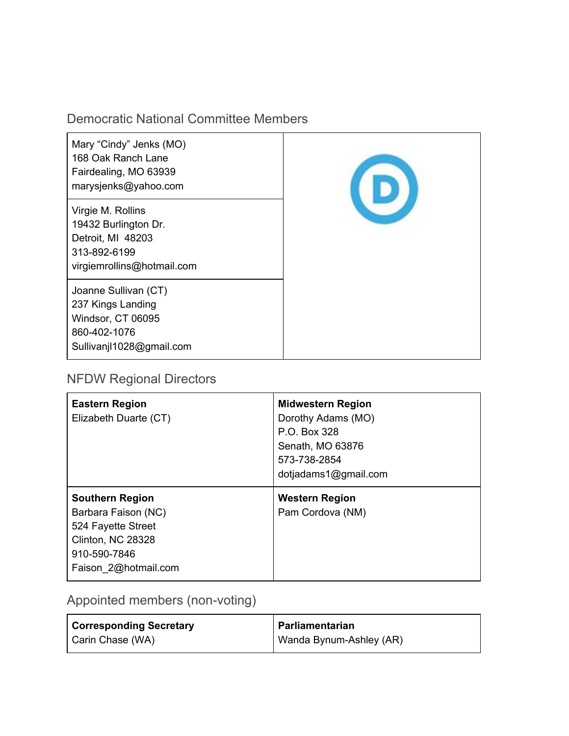## Democratic National Committee Members

| | |
|---|---|
| Mary "Cindy" Jenks (MO)<br>168 Oak Ranch Lane<br>Fairdealing, MO 63939<br>marysjenks@yahoo.com | |
| Virgie M. Rollins<br>19432 Burlington Dr.<br>Detroit, MI 48203<br>313-892-6199<br>virgiemrollins@hotmail.com | |
| Joanne Sullivan (CT)<br>237 Kings Landing<br>Windsor, CT 06095<br>860-402-1076<br>Sullivanjl1028@gmail.com | |

## NFDW Regional Directors

| | |
|---|---|
| **Eastern Region**<br>Elizabeth Duarte (CT) | **Midwestern Region**<br>Dorothy Adams (MO)<br>P.O. Box 328<br>Senath, MO 63876<br>573-738-2854<br>dotjadams1@gmail.com |
| **Southern Region**<br>Barbara Faison (NC)<br>524 Fayette Street<br>Clinton, NC 28328<br>910-590-7846<br>Faison_2@hotmail.com | **Western Region**<br>Pam Cordova (NM) |

## Appointed members (non-voting)

| | |
|---|---|
| **Corresponding Secretary**<br>Carin Chase (WA) | **Parliamentarian**<br>Wanda Bynum-Ashley (AR) |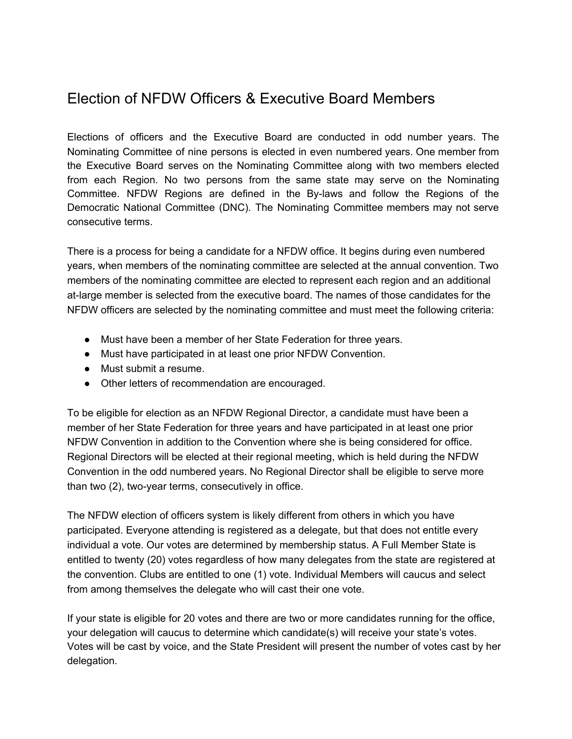# Election of NFDW Officers & Executive Board Members

Elections of officers and the Executive Board are conducted in odd number years. The Nominating Committee of nine persons is elected in even numbered years. One member from the Executive Board serves on the Nominating Committee along with two members elected from each Region. No two persons from the same state may serve on the Nominating Committee. NFDW Regions are defined in the By-laws and follow the Regions of the Democratic National Committee (DNC). The Nominating Committee members may not serve consecutive terms.

There is a process for being a candidate for a NFDW office. It begins during even numbered years, when members of the nominating committee are selected at the annual convention. Two members of the nominating committee are elected to represent each region and an additional at-large member is selected from the executive board. The names of those candidates for the NFDW officers are selected by the nominating committee and must meet the following criteria:

- Must have been a member of her State Federation for three years.
- Must have participated in at least one prior NFDW Convention.
- Must submit a resume.
- Other letters of recommendation are encouraged.

To be eligible for election as an NFDW Regional Director, a candidate must have been a member of her State Federation for three years and have participated in at least one prior NFDW Convention in addition to the Convention where she is being considered for office. Regional Directors will be elected at their regional meeting, which is held during the NFDW Convention in the odd numbered years. No Regional Director shall be eligible to serve more than two (2), two-year terms, consecutively in office.

The NFDW election of officers system is likely different from others in which you have participated. Everyone attending is registered as a delegate, but that does not entitle every individual a vote. Our votes are determined by membership status. A Full Member State is entitled to twenty (20) votes regardless of how many delegates from the state are registered at the convention. Clubs are entitled to one (1) vote. Individual Members will caucus and select from among themselves the delegate who will cast their one vote.

If your state is eligible for 20 votes and there are two or more candidates running for the office, your delegation will caucus to determine which candidate(s) will receive your state's votes. Votes will be cast by voice, and the State President will present the number of votes cast by her delegation.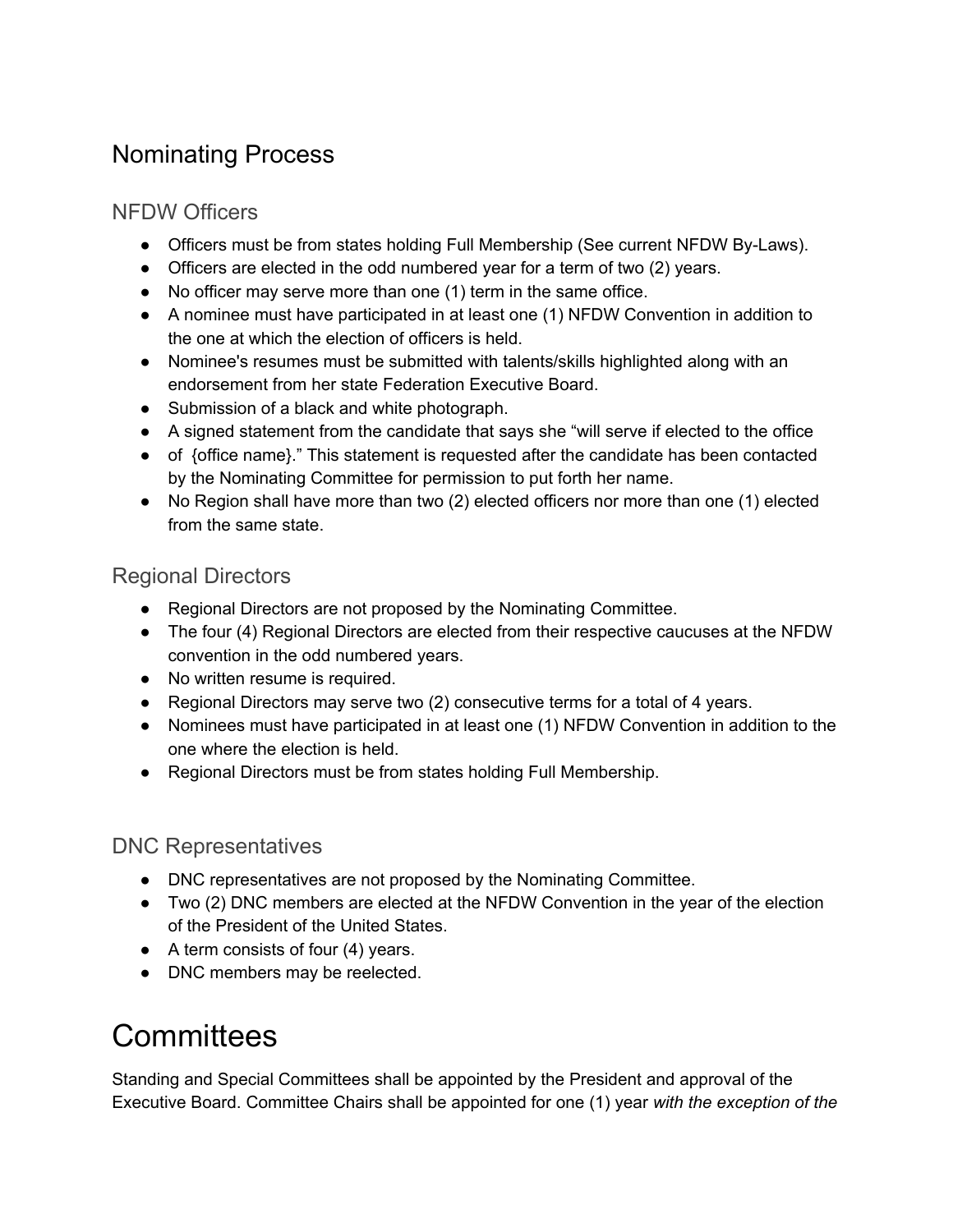## Nominating Process

### NFDW Officers

- Officers must be from states holding Full Membership (See current NFDW By-Laws).
- Officers are elected in the odd numbered year for a term of two (2) years.
- No officer may serve more than one (1) term in the same office.
- A nominee must have participated in at least one (1) NFDW Convention in addition to the one at which the election of officers is held.
- Nominee's resumes must be submitted with talents/skills highlighted along with an endorsement from her state Federation Executive Board.
- Submission of a black and white photograph.
- A signed statement from the candidate that says she "will serve if elected to the office
- of {office name}." This statement is requested after the candidate has been contacted by the Nominating Committee for permission to put forth her name.
- No Region shall have more than two (2) elected officers nor more than one (1) elected from the same state.

### Regional Directors

- Regional Directors are not proposed by the Nominating Committee.
- The four (4) Regional Directors are elected from their respective caucuses at the NFDW convention in the odd numbered years.
- No written resume is required.
- Regional Directors may serve two (2) consecutive terms for a total of 4 years.
- Nominees must have participated in at least one (1) NFDW Convention in addition to the one where the election is held.
- Regional Directors must be from states holding Full Membership.

### DNC Representatives

- DNC representatives are not proposed by the Nominating Committee.
- Two (2) DNC members are elected at the NFDW Convention in the year of the election of the President of the United States.
- A term consists of four (4) years.
- DNC members may be reelected.

# Committees

Standing and Special Committees shall be appointed by the President and approval of the Executive Board. Committee Chairs shall be appointed for one (1) year *with the exception of the*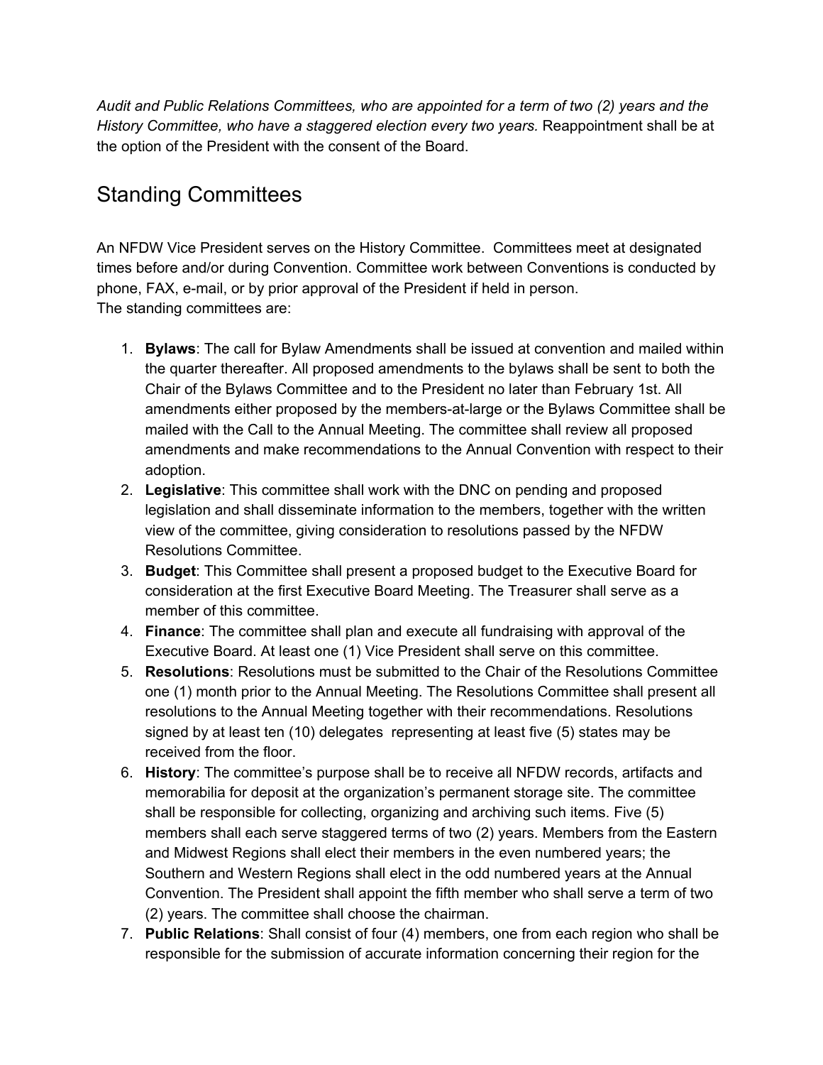*Audit and Public Relations Committees, who are appointed for a term of two (2) years and the History Committee, who have a staggered election every two years.* Reappointment shall be at the option of the President with the consent of the Board.

## Standing Committees

An NFDW Vice President serves on the History Committee. Committees meet at designated times before and/or during Convention. Committee work between Conventions is conducted by phone, FAX, e-mail, or by prior approval of the President if held in person.
The standing committees are:

1. **Bylaws**: The call for Bylaw Amendments shall be issued at convention and mailed within the quarter thereafter. All proposed amendments to the bylaws shall be sent to both the Chair of the Bylaws Committee and to the President no later than February 1st. All amendments either proposed by the members-at-large or the Bylaws Committee shall be mailed with the Call to the Annual Meeting. The committee shall review all proposed amendments and make recommendations to the Annual Convention with respect to their adoption.
2. **Legislative**: This committee shall work with the DNC on pending and proposed legislation and shall disseminate information to the members, together with the written view of the committee, giving consideration to resolutions passed by the NFDW Resolutions Committee.
3. **Budget**: This Committee shall present a proposed budget to the Executive Board for consideration at the first Executive Board Meeting. The Treasurer shall serve as a member of this committee.
4. **Finance**: The committee shall plan and execute all fundraising with approval of the Executive Board. At least one (1) Vice President shall serve on this committee.
5. **Resolutions**: Resolutions must be submitted to the Chair of the Resolutions Committee one (1) month prior to the Annual Meeting. The Resolutions Committee shall present all resolutions to the Annual Meeting together with their recommendations. Resolutions signed by at least ten (10) delegates representing at least five (5) states may be received from the floor.
6. **History**: The committee's purpose shall be to receive all NFDW records, artifacts and memorabilia for deposit at the organization's permanent storage site. The committee shall be responsible for collecting, organizing and archiving such items. Five (5) members shall each serve staggered terms of two (2) years. Members from the Eastern and Midwest Regions shall elect their members in the even numbered years; the Southern and Western Regions shall elect in the odd numbered years at the Annual Convention. The President shall appoint the fifth member who shall serve a term of two (2) years. The committee shall choose the chairman.
7. **Public Relations**: Shall consist of four (4) members, one from each region who shall be responsible for the submission of accurate information concerning their region for the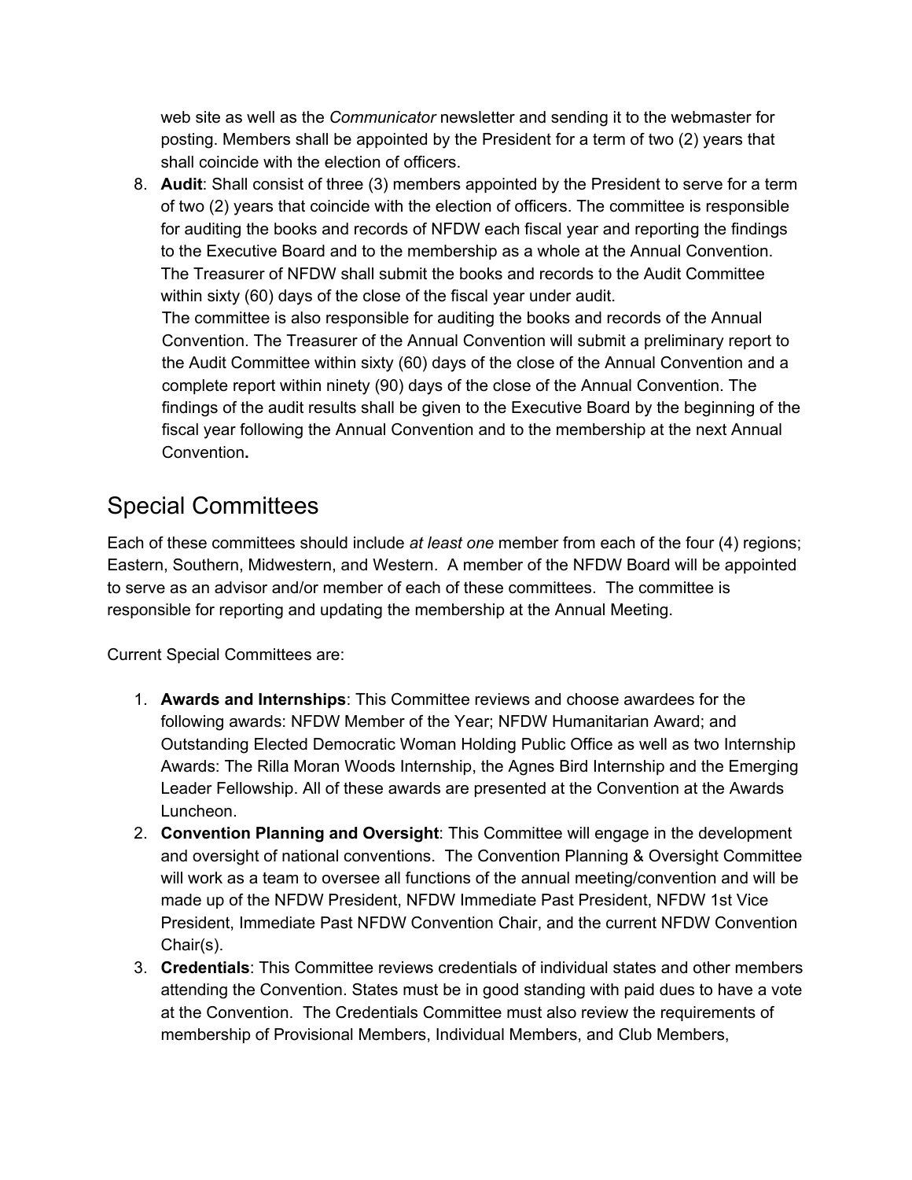web site as well as the *Communicator* newsletter and sending it to the webmaster for posting. Members shall be appointed by the President for a term of two (2) years that shall coincide with the election of officers.

8. **Audit**: Shall consist of three (3) members appointed by the President to serve for a term of two (2) years that coincide with the election of officers. The committee is responsible for auditing the books and records of NFDW each fiscal year and reporting the findings to the Executive Board and to the membership as a whole at the Annual Convention. The Treasurer of NFDW shall submit the books and records to the Audit Committee within sixty (60) days of the close of the fiscal year under audit.
   The committee is also responsible for auditing the books and records of the Annual Convention. The Treasurer of the Annual Convention will submit a preliminary report to the Audit Committee within sixty (60) days of the close of the Annual Convention and a complete report within ninety (90) days of the close of the Annual Convention. The findings of the audit results shall be given to the Executive Board by the beginning of the fiscal year following the Annual Convention and to the membership at the next Annual Convention**.**

## Special Committees

Each of these committees should include *at least one* member from each of the four (4) regions; Eastern, Southern, Midwestern, and Western. A member of the NFDW Board will be appointed to serve as an advisor and/or member of each of these committees. The committee is responsible for reporting and updating the membership at the Annual Meeting.

Current Special Committees are:

1. **Awards and Internships**: This Committee reviews and choose awardees for the following awards: NFDW Member of the Year; NFDW Humanitarian Award; and Outstanding Elected Democratic Woman Holding Public Office as well as two Internship Awards: The Rilla Moran Woods Internship, the Agnes Bird Internship and the Emerging Leader Fellowship. All of these awards are presented at the Convention at the Awards Luncheon.
2. **Convention Planning and Oversight**: This Committee will engage in the development and oversight of national conventions. The Convention Planning & Oversight Committee will work as a team to oversee all functions of the annual meeting/convention and will be made up of the NFDW President, NFDW Immediate Past President, NFDW 1st Vice President, Immediate Past NFDW Convention Chair, and the current NFDW Convention Chair(s).
3. **Credentials**: This Committee reviews credentials of individual states and other members attending the Convention. States must be in good standing with paid dues to have a vote at the Convention. The Credentials Committee must also review the requirements of membership of Provisional Members, Individual Members, and Club Members,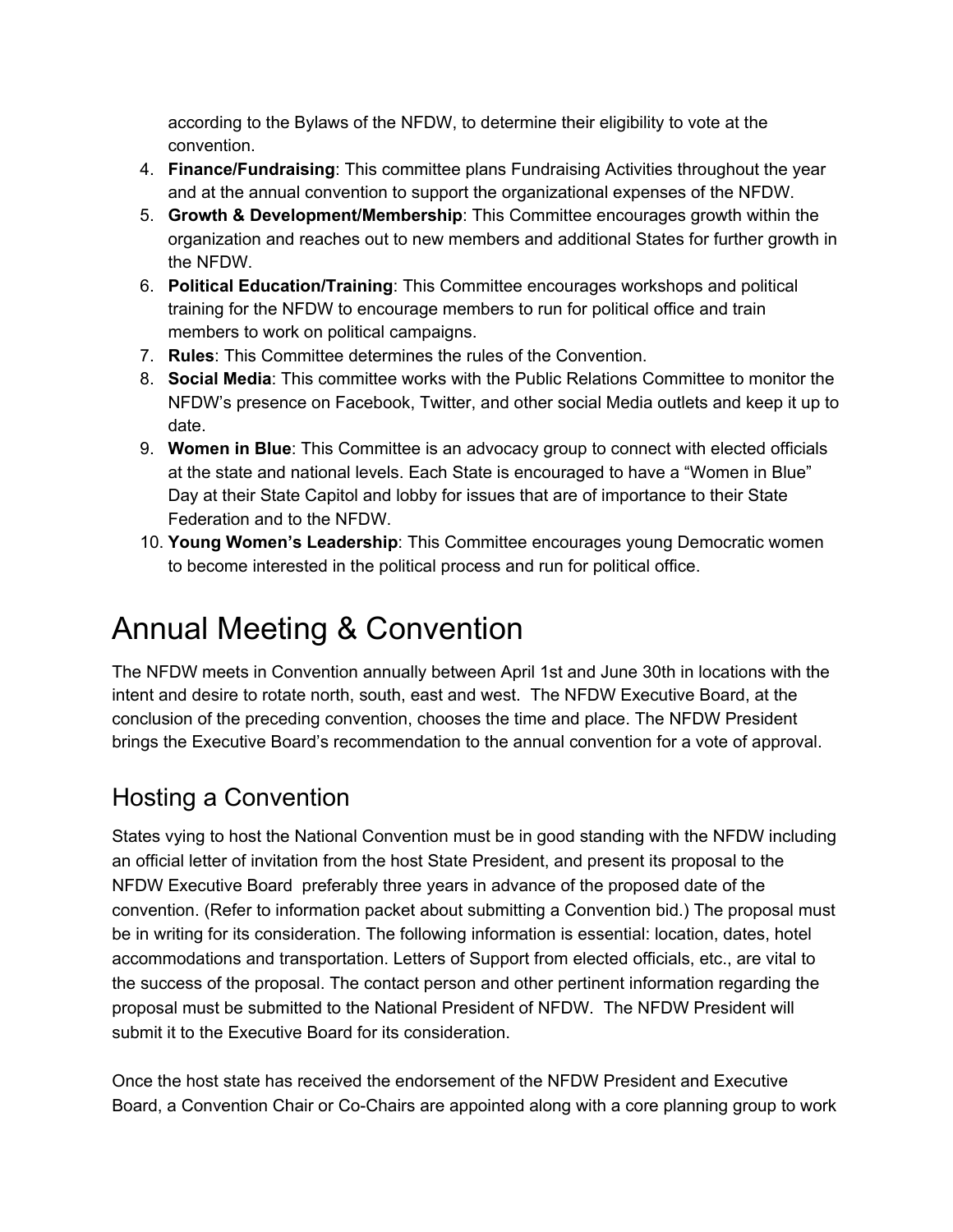according to the Bylaws of the NFDW, to determine their eligibility to vote at the convention.

4. **Finance/Fundraising**: This committee plans Fundraising Activities throughout the year and at the annual convention to support the organizational expenses of the NFDW.
5. **Growth & Development/Membership**: This Committee encourages growth within the organization and reaches out to new members and additional States for further growth in the NFDW.
6. **Political Education/Training**: This Committee encourages workshops and political training for the NFDW to encourage members to run for political office and train members to work on political campaigns.
7. **Rules**: This Committee determines the rules of the Convention.
8. **Social Media**: This committee works with the Public Relations Committee to monitor the NFDW's presence on Facebook, Twitter, and other social Media outlets and keep it up to date.
9. **Women in Blue**: This Committee is an advocacy group to connect with elected officials at the state and national levels. Each State is encouraged to have a "Women in Blue" Day at their State Capitol and lobby for issues that are of importance to their State Federation and to the NFDW.
10. **Young Women's Leadership**: This Committee encourages young Democratic women to become interested in the political process and run for political office.

# Annual Meeting & Convention

The NFDW meets in Convention annually between April 1st and June 30th in locations with the intent and desire to rotate north, south, east and west. The NFDW Executive Board, at the conclusion of the preceding convention, chooses the time and place. The NFDW President brings the Executive Board's recommendation to the annual convention for a vote of approval.

## Hosting a Convention

States vying to host the National Convention must be in good standing with the NFDW including an official letter of invitation from the host State President, and present its proposal to the NFDW Executive Board preferably three years in advance of the proposed date of the convention. (Refer to information packet about submitting a Convention bid.) The proposal must be in writing for its consideration. The following information is essential: location, dates, hotel accommodations and transportation. Letters of Support from elected officials, etc., are vital to the success of the proposal. The contact person and other pertinent information regarding the proposal must be submitted to the National President of NFDW. The NFDW President will submit it to the Executive Board for its consideration.

Once the host state has received the endorsement of the NFDW President and Executive Board, a Convention Chair or Co-Chairs are appointed along with a core planning group to work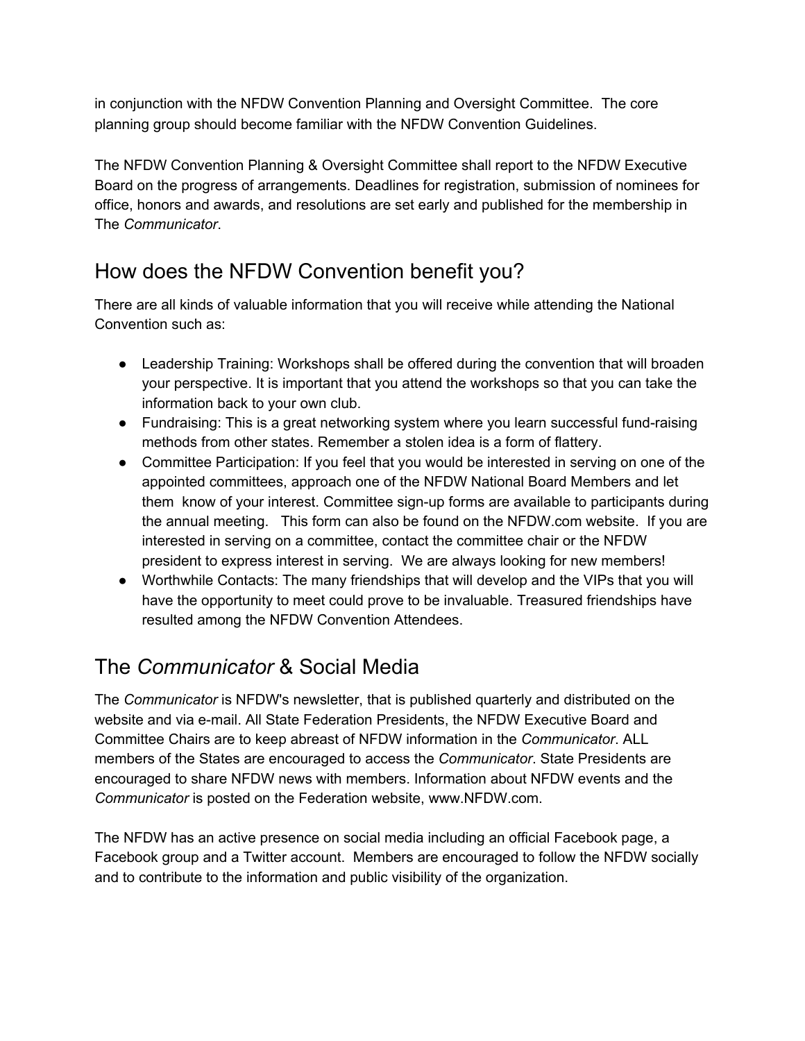in conjunction with the NFDW Convention Planning and Oversight Committee. The core planning group should become familiar with the NFDW Convention Guidelines.

The NFDW Convention Planning & Oversight Committee shall report to the NFDW Executive Board on the progress of arrangements. Deadlines for registration, submission of nominees for office, honors and awards, and resolutions are set early and published for the membership in The *Communicator*.

## How does the NFDW Convention benefit you?

There are all kinds of valuable information that you will receive while attending the National Convention such as:

- Leadership Training: Workshops shall be offered during the convention that will broaden your perspective. It is important that you attend the workshops so that you can take the information back to your own club.
- Fundraising: This is a great networking system where you learn successful fund-raising methods from other states. Remember a stolen idea is a form of flattery.
- Committee Participation: If you feel that you would be interested in serving on one of the appointed committees, approach one of the NFDW National Board Members and let them know of your interest. Committee sign-up forms are available to participants during the annual meeting. This form can also be found on the NFDW.com website. If you are interested in serving on a committee, contact the committee chair or the NFDW president to express interest in serving. We are always looking for new members!
- Worthwhile Contacts: The many friendships that will develop and the VIPs that you will have the opportunity to meet could prove to be invaluable. Treasured friendships have resulted among the NFDW Convention Attendees.

## The *Communicator* & Social Media

The *Communicator* is NFDW's newsletter, that is published quarterly and distributed on the website and via e-mail. All State Federation Presidents, the NFDW Executive Board and Committee Chairs are to keep abreast of NFDW information in the *Communicator*. ALL members of the States are encouraged to access the *Communicator*. State Presidents are encouraged to share NFDW news with members. Information about NFDW events and the *Communicator* is posted on the Federation website, www.NFDW.com.

The NFDW has an active presence on social media including an official Facebook page, a Facebook group and a Twitter account. Members are encouraged to follow the NFDW socially and to contribute to the information and public visibility of the organization.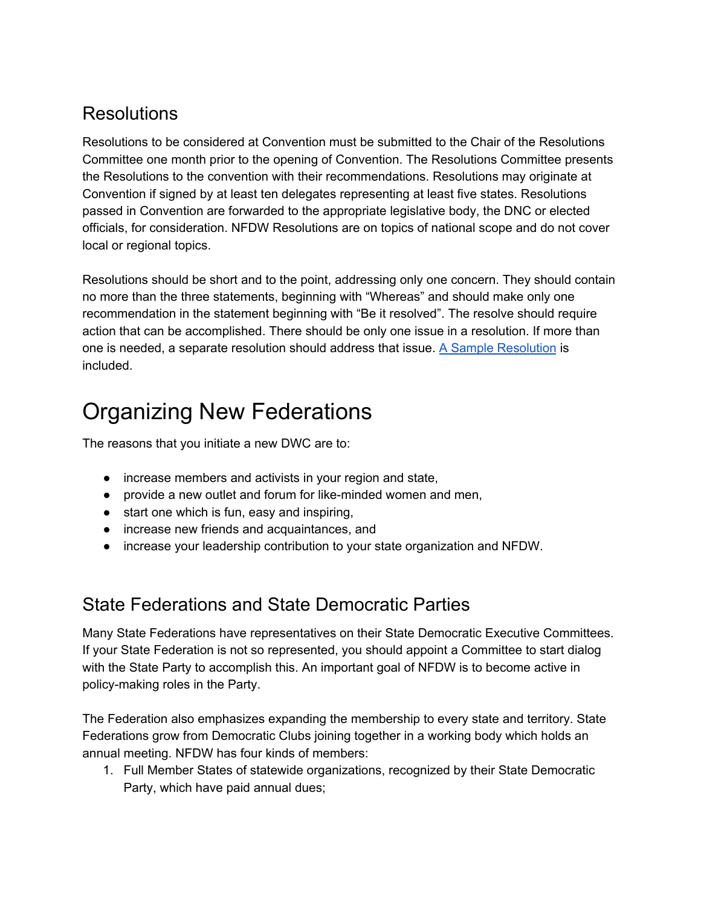## Resolutions

Resolutions to be considered at Convention must be submitted to the Chair of the Resolutions Committee one month prior to the opening of Convention. The Resolutions Committee presents the Resolutions to the convention with their recommendations. Resolutions may originate at Convention if signed by at least ten delegates representing at least five states. Resolutions passed in Convention are forwarded to the appropriate legislative body, the DNC or elected officials, for consideration. NFDW Resolutions are on topics of national scope and do not cover local or regional topics.

Resolutions should be short and to the point, addressing only one concern. They should contain no more than the three statements, beginning with "Whereas" and should make only one recommendation in the statement beginning with "Be it resolved". The resolve should require action that can be accomplished. There should be only one issue in a resolution. If more than one is needed, a separate resolution should address that issue. A Sample Resolution is included.

# Organizing New Federations

The reasons that you initiate a new DWC are to:

- increase members and activists in your region and state,
- provide a new outlet and forum for like-minded women and men,
- start one which is fun, easy and inspiring,
- increase new friends and acquaintances, and
- increase your leadership contribution to your state organization and NFDW.

## State Federations and State Democratic Parties

Many State Federations have representatives on their State Democratic Executive Committees. If your State Federation is not so represented, you should appoint a Committee to start dialog with the State Party to accomplish this. An important goal of NFDW is to become active in policy-making roles in the Party.

The Federation also emphasizes expanding the membership to every state and territory. State Federations grow from Democratic Clubs joining together in a working body which holds an annual meeting. NFDW has four kinds of members:

1. Full Member States of statewide organizations, recognized by their State Democratic Party, which have paid annual dues;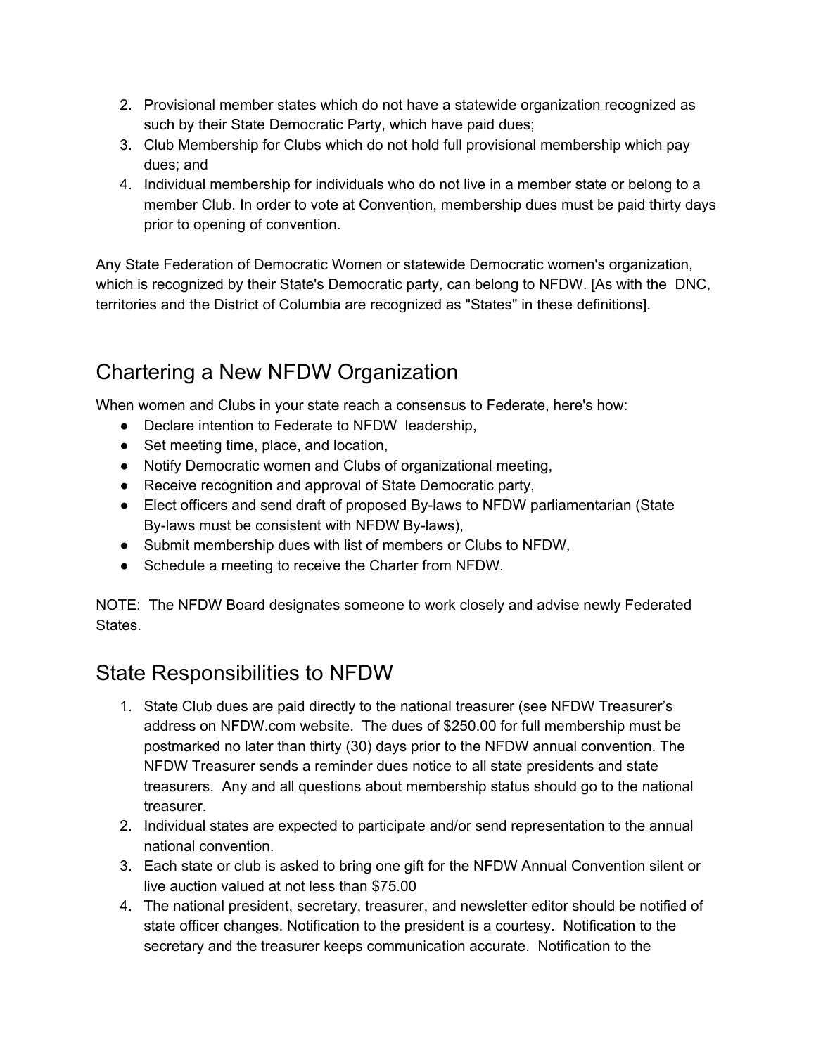2. Provisional member states which do not have a statewide organization recognized as such by their State Democratic Party, which have paid dues;
3. Club Membership for Clubs which do not hold full provisional membership which pay dues; and
4. Individual membership for individuals who do not live in a member state or belong to a member Club. In order to vote at Convention, membership dues must be paid thirty days prior to opening of convention.

Any State Federation of Democratic Women or statewide Democratic women's organization, which is recognized by their State's Democratic party, can belong to NFDW. [As with the DNC, territories and the District of Columbia are recognized as "States" in these definitions].

## Chartering a New NFDW Organization

When women and Clubs in your state reach a consensus to Federate, here's how:

- Declare intention to Federate to NFDW leadership,
- Set meeting time, place, and location,
- Notify Democratic women and Clubs of organizational meeting,
- Receive recognition and approval of State Democratic party,
- Elect officers and send draft of proposed By-laws to NFDW parliamentarian (State By-laws must be consistent with NFDW By-laws),
- Submit membership dues with list of members or Clubs to NFDW,
- Schedule a meeting to receive the Charter from NFDW.

NOTE: The NFDW Board designates someone to work closely and advise newly Federated States.

## State Responsibilities to NFDW

1. State Club dues are paid directly to the national treasurer (see NFDW Treasurer's address on NFDW.com website. The dues of $250.00 for full membership must be postmarked no later than thirty (30) days prior to the NFDW annual convention. The NFDW Treasurer sends a reminder dues notice to all state presidents and state treasurers. Any and all questions about membership status should go to the national treasurer.
2. Individual states are expected to participate and/or send representation to the annual national convention.
3. Each state or club is asked to bring one gift for the NFDW Annual Convention silent or live auction valued at not less than $75.00
4. The national president, secretary, treasurer, and newsletter editor should be notified of state officer changes. Notification to the president is a courtesy. Notification to the secretary and the treasurer keeps communication accurate. Notification to the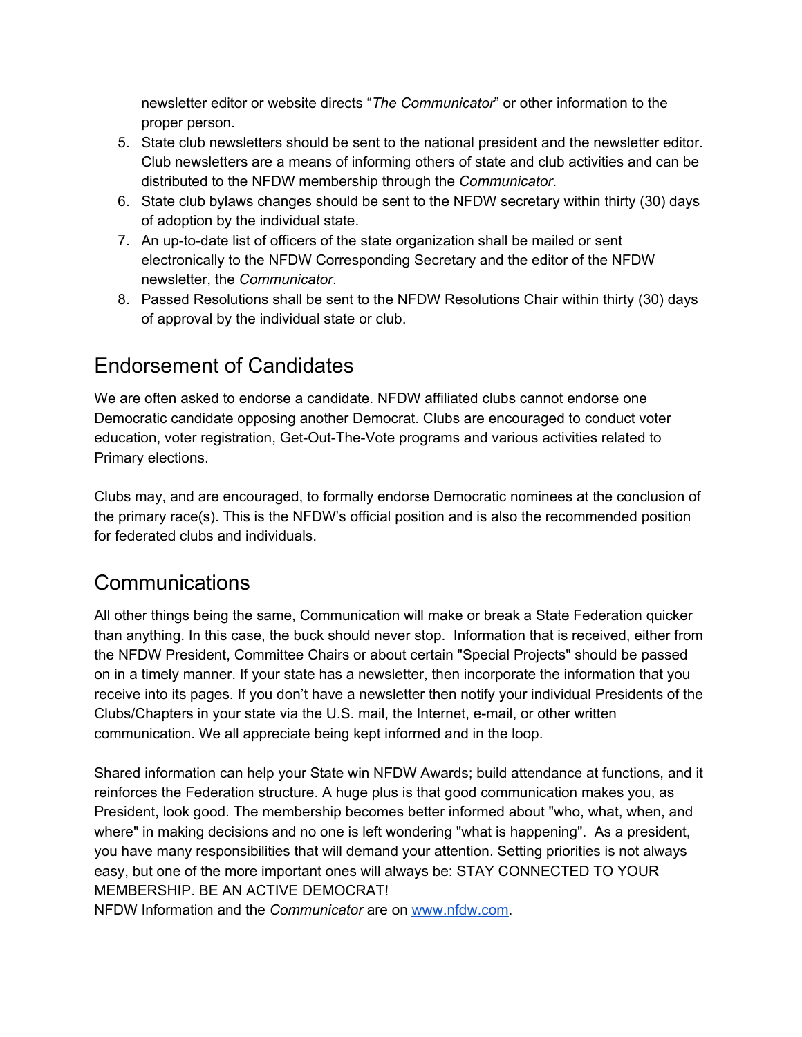newsletter editor or website directs "*The Communicator*" or other information to the proper person.

5. State club newsletters should be sent to the national president and the newsletter editor. Club newsletters are a means of informing others of state and club activities and can be distributed to the NFDW membership through the *Communicator*.
6. State club bylaws changes should be sent to the NFDW secretary within thirty (30) days of adoption by the individual state.
7. An up-to-date list of officers of the state organization shall be mailed or sent electronically to the NFDW Corresponding Secretary and the editor of the NFDW newsletter, the *Communicator*.
8. Passed Resolutions shall be sent to the NFDW Resolutions Chair within thirty (30) days of approval by the individual state or club.

## Endorsement of Candidates

We are often asked to endorse a candidate. NFDW affiliated clubs cannot endorse one Democratic candidate opposing another Democrat. Clubs are encouraged to conduct voter education, voter registration, Get-Out-The-Vote programs and various activities related to Primary elections.

Clubs may, and are encouraged, to formally endorse Democratic nominees at the conclusion of the primary race(s). This is the NFDW's official position and is also the recommended position for federated clubs and individuals.

## Communications

All other things being the same, Communication will make or break a State Federation quicker than anything. In this case, the buck should never stop. Information that is received, either from the NFDW President, Committee Chairs or about certain "Special Projects" should be passed on in a timely manner. If your state has a newsletter, then incorporate the information that you receive into its pages. If you don't have a newsletter then notify your individual Presidents of the Clubs/Chapters in your state via the U.S. mail, the Internet, e-mail, or other written communication. We all appreciate being kept informed and in the loop.

Shared information can help your State win NFDW Awards; build attendance at functions, and it reinforces the Federation structure. A huge plus is that good communication makes you, as President, look good. The membership becomes better informed about "who, what, when, and where" in making decisions and no one is left wondering "what is happening". As a president, you have many responsibilities that will demand your attention. Setting priorities is not always easy, but one of the more important ones will always be: STAY CONNECTED TO YOUR MEMBERSHIP. BE AN ACTIVE DEMOCRAT!
NFDW Information and the *Communicator* are on [www.nfdw.com](http://www.nfdw.com).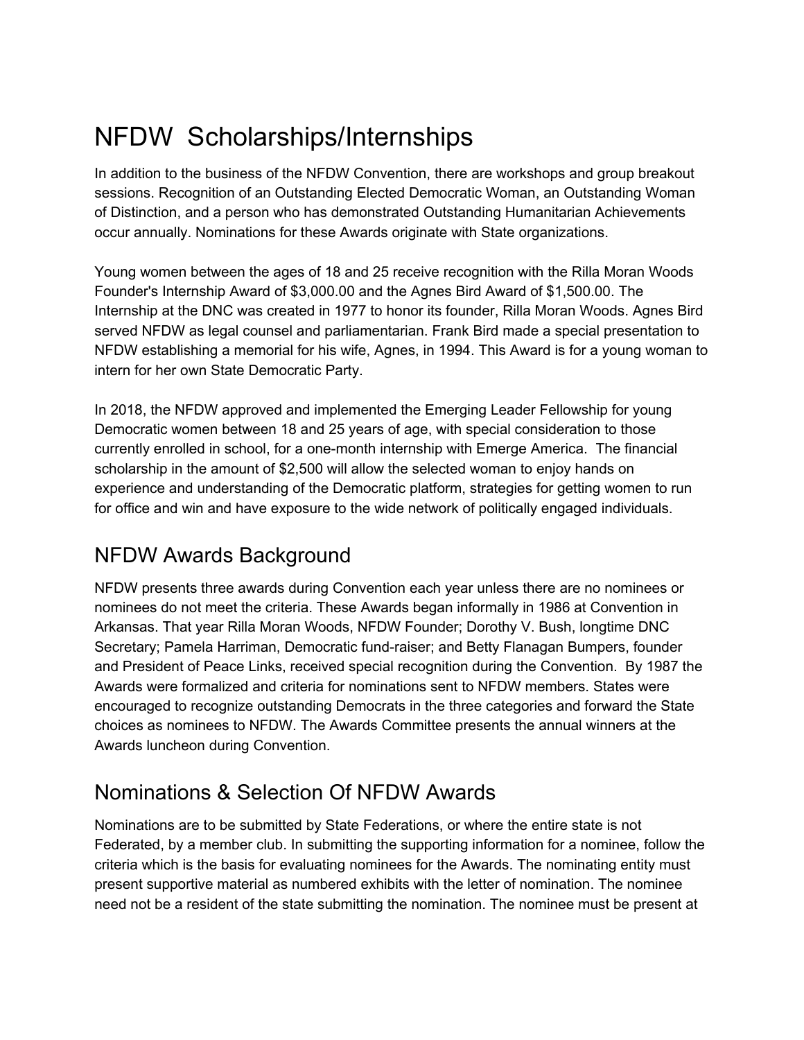# NFDW Scholarships/Internships

In addition to the business of the NFDW Convention, there are workshops and group breakout sessions. Recognition of an Outstanding Elected Democratic Woman, an Outstanding Woman of Distinction, and a person who has demonstrated Outstanding Humanitarian Achievements occur annually. Nominations for these Awards originate with State organizations.

Young women between the ages of 18 and 25 receive recognition with the Rilla Moran Woods Founder's Internship Award of $3,000.00 and the Agnes Bird Award of $1,500.00. The Internship at the DNC was created in 1977 to honor its founder, Rilla Moran Woods. Agnes Bird served NFDW as legal counsel and parliamentarian. Frank Bird made a special presentation to NFDW establishing a memorial for his wife, Agnes, in 1994. This Award is for a young woman to intern for her own State Democratic Party.

In 2018, the NFDW approved and implemented the Emerging Leader Fellowship for young Democratic women between 18 and 25 years of age, with special consideration to those currently enrolled in school, for a one-month internship with Emerge America. The financial scholarship in the amount of $2,500 will allow the selected woman to enjoy hands on experience and understanding of the Democratic platform, strategies for getting women to run for office and win and have exposure to the wide network of politically engaged individuals.

## NFDW Awards Background

NFDW presents three awards during Convention each year unless there are no nominees or nominees do not meet the criteria. These Awards began informally in 1986 at Convention in Arkansas. That year Rilla Moran Woods, NFDW Founder; Dorothy V. Bush, longtime DNC Secretary; Pamela Harriman, Democratic fund-raiser; and Betty Flanagan Bumpers, founder and President of Peace Links, received special recognition during the Convention. By 1987 the Awards were formalized and criteria for nominations sent to NFDW members. States were encouraged to recognize outstanding Democrats in the three categories and forward the State choices as nominees to NFDW. The Awards Committee presents the annual winners at the Awards luncheon during Convention.

## Nominations & Selection Of NFDW Awards

Nominations are to be submitted by State Federations, or where the entire state is not Federated, by a member club. In submitting the supporting information for a nominee, follow the criteria which is the basis for evaluating nominees for the Awards. The nominating entity must present supportive material as numbered exhibits with the letter of nomination. The nominee need not be a resident of the state submitting the nomination. The nominee must be present at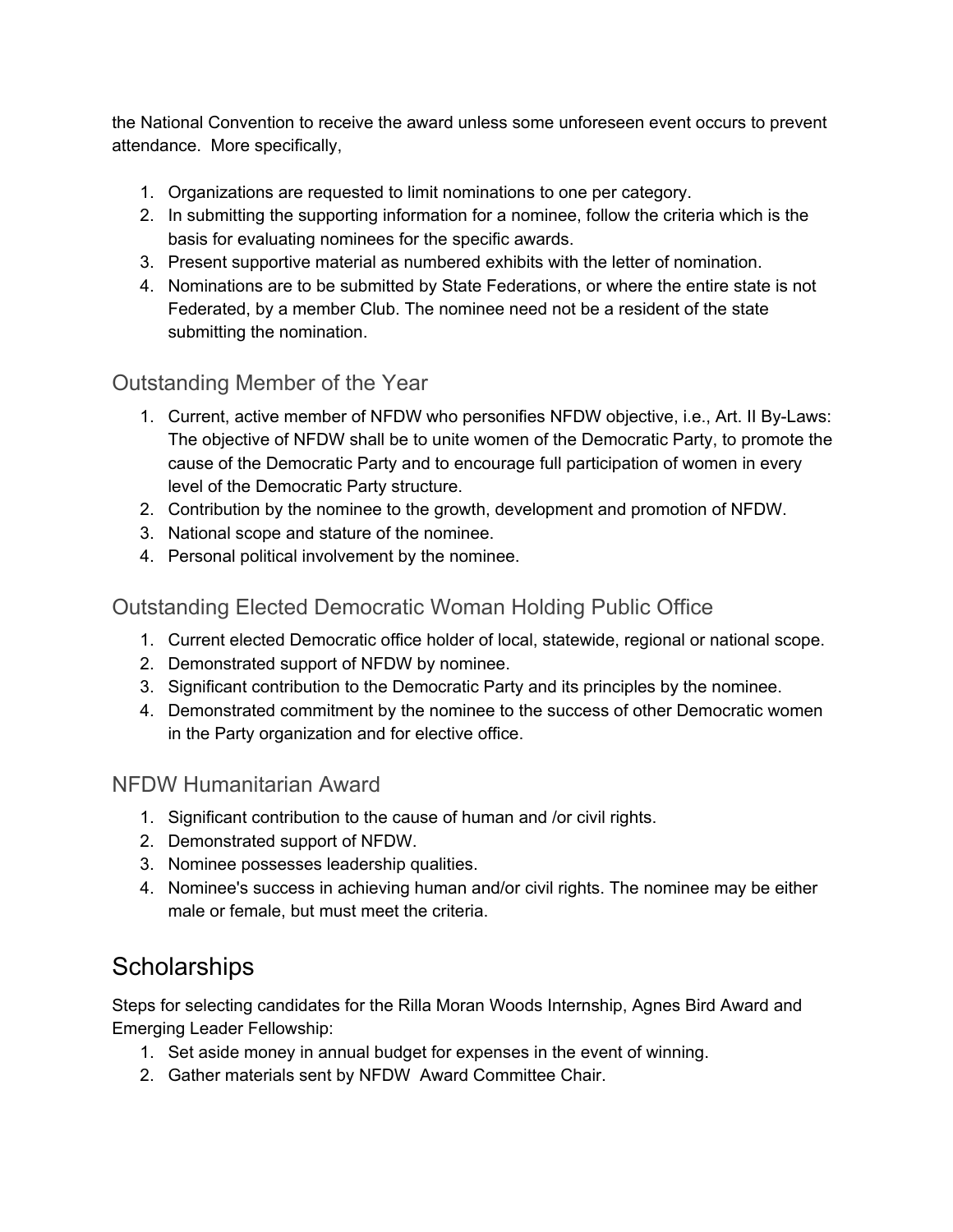the National Convention to receive the award unless some unforeseen event occurs to prevent attendance. More specifically,

1. Organizations are requested to limit nominations to one per category.
2. In submitting the supporting information for a nominee, follow the criteria which is the basis for evaluating nominees for the specific awards.
3. Present supportive material as numbered exhibits with the letter of nomination.
4. Nominations are to be submitted by State Federations, or where the entire state is not Federated, by a member Club. The nominee need not be a resident of the state submitting the nomination.

### Outstanding Member of the Year

1. Current, active member of NFDW who personifies NFDW objective, i.e., Art. II By-Laws: The objective of NFDW shall be to unite women of the Democratic Party, to promote the cause of the Democratic Party and to encourage full participation of women in every level of the Democratic Party structure.
2. Contribution by the nominee to the growth, development and promotion of NFDW.
3. National scope and stature of the nominee.
4. Personal political involvement by the nominee.

### Outstanding Elected Democratic Woman Holding Public Office

1. Current elected Democratic office holder of local, statewide, regional or national scope.
2. Demonstrated support of NFDW by nominee.
3. Significant contribution to the Democratic Party and its principles by the nominee.
4. Demonstrated commitment by the nominee to the success of other Democratic women in the Party organization and for elective office.

### NFDW Humanitarian Award

1. Significant contribution to the cause of human and /or civil rights.
2. Demonstrated support of NFDW.
3. Nominee possesses leadership qualities.
4. Nominee's success in achieving human and/or civil rights. The nominee may be either male or female, but must meet the criteria.

## Scholarships

Steps for selecting candidates for the Rilla Moran Woods Internship, Agnes Bird Award and Emerging Leader Fellowship:

1. Set aside money in annual budget for expenses in the event of winning.
2. Gather materials sent by NFDW Award Committee Chair.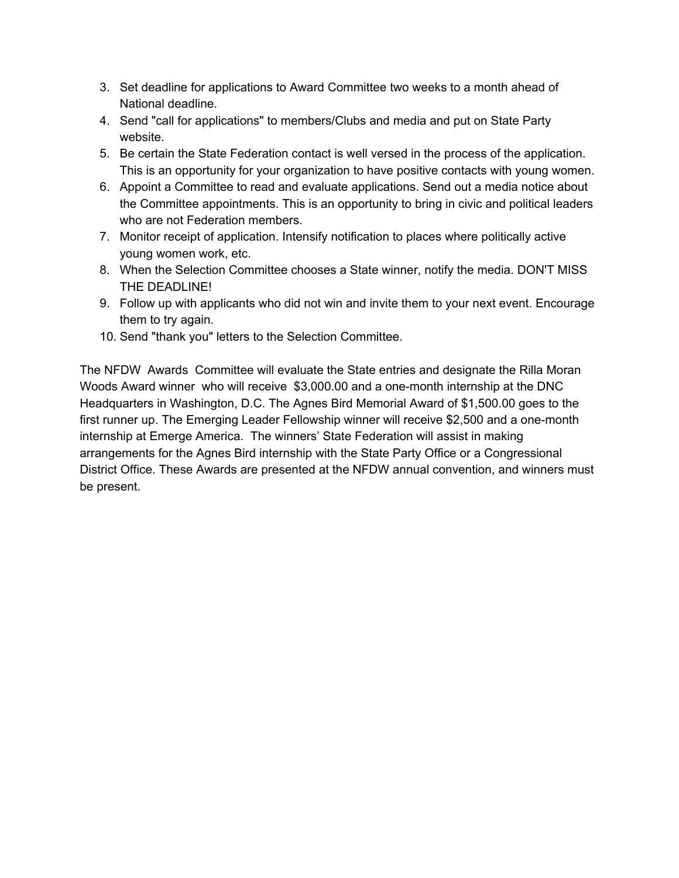3. Set deadline for applications to Award Committee two weeks to a month ahead of National deadline.
4. Send "call for applications" to members/Clubs and media and put on State Party website.
5. Be certain the State Federation contact is well versed in the process of the application. This is an opportunity for your organization to have positive contacts with young women.
6. Appoint a Committee to read and evaluate applications. Send out a media notice about the Committee appointments. This is an opportunity to bring in civic and political leaders who are not Federation members.
7. Monitor receipt of application. Intensify notification to places where politically active young women work, etc.
8. When the Selection Committee chooses a State winner, notify the media. DON'T MISS THE DEADLINE!
9. Follow up with applicants who did not win and invite them to your next event. Encourage them to try again.
10. Send "thank you" letters to the Selection Committee.

The NFDW Awards Committee will evaluate the State entries and designate the Rilla Moran Woods Award winner who will receive $3,000.00 and a one-month internship at the DNC Headquarters in Washington, D.C. The Agnes Bird Memorial Award of $1,500.00 goes to the first runner up. The Emerging Leader Fellowship winner will receive $2,500 and a one-month internship at Emerge America. The winners' State Federation will assist in making arrangements for the Agnes Bird internship with the State Party Office or a Congressional District Office. These Awards are presented at the NFDW annual convention, and winners must be present.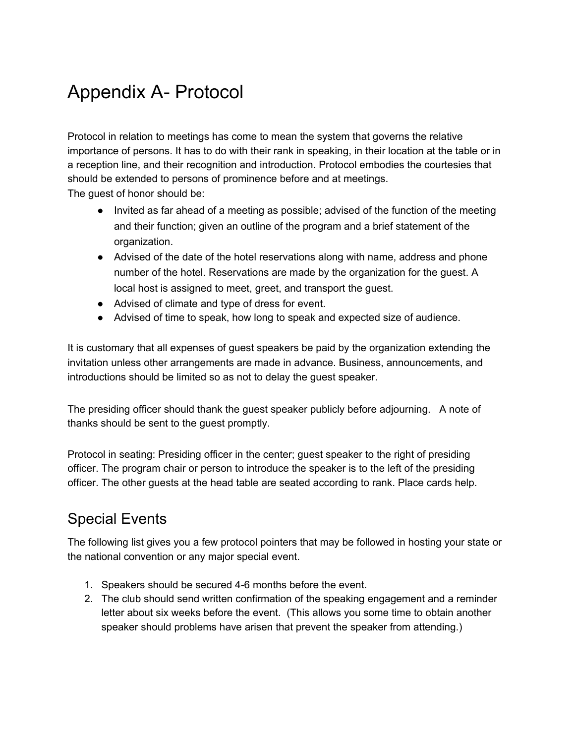# Appendix A- Protocol

Protocol in relation to meetings has come to mean the system that governs the relative importance of persons. It has to do with their rank in speaking, in their location at the table or in a reception line, and their recognition and introduction. Protocol embodies the courtesies that should be extended to persons of prominence before and at meetings.
The guest of honor should be:

- Invited as far ahead of a meeting as possible; advised of the function of the meeting and their function; given an outline of the program and a brief statement of the organization.
- Advised of the date of the hotel reservations along with name, address and phone number of the hotel. Reservations are made by the organization for the guest. A local host is assigned to meet, greet, and transport the guest.
- Advised of climate and type of dress for event.
- Advised of time to speak, how long to speak and expected size of audience.

It is customary that all expenses of guest speakers be paid by the organization extending the invitation unless other arrangements are made in advance. Business, announcements, and introductions should be limited so as not to delay the guest speaker.

The presiding officer should thank the guest speaker publicly before adjourning. A note of thanks should be sent to the guest promptly.

Protocol in seating: Presiding officer in the center; guest speaker to the right of presiding officer. The program chair or person to introduce the speaker is to the left of the presiding officer. The other guests at the head table are seated according to rank. Place cards help.

## Special Events

The following list gives you a few protocol pointers that may be followed in hosting your state or the national convention or any major special event.

1. Speakers should be secured 4-6 months before the event.
2. The club should send written confirmation of the speaking engagement and a reminder letter about six weeks before the event. (This allows you some time to obtain another speaker should problems have arisen that prevent the speaker from attending.)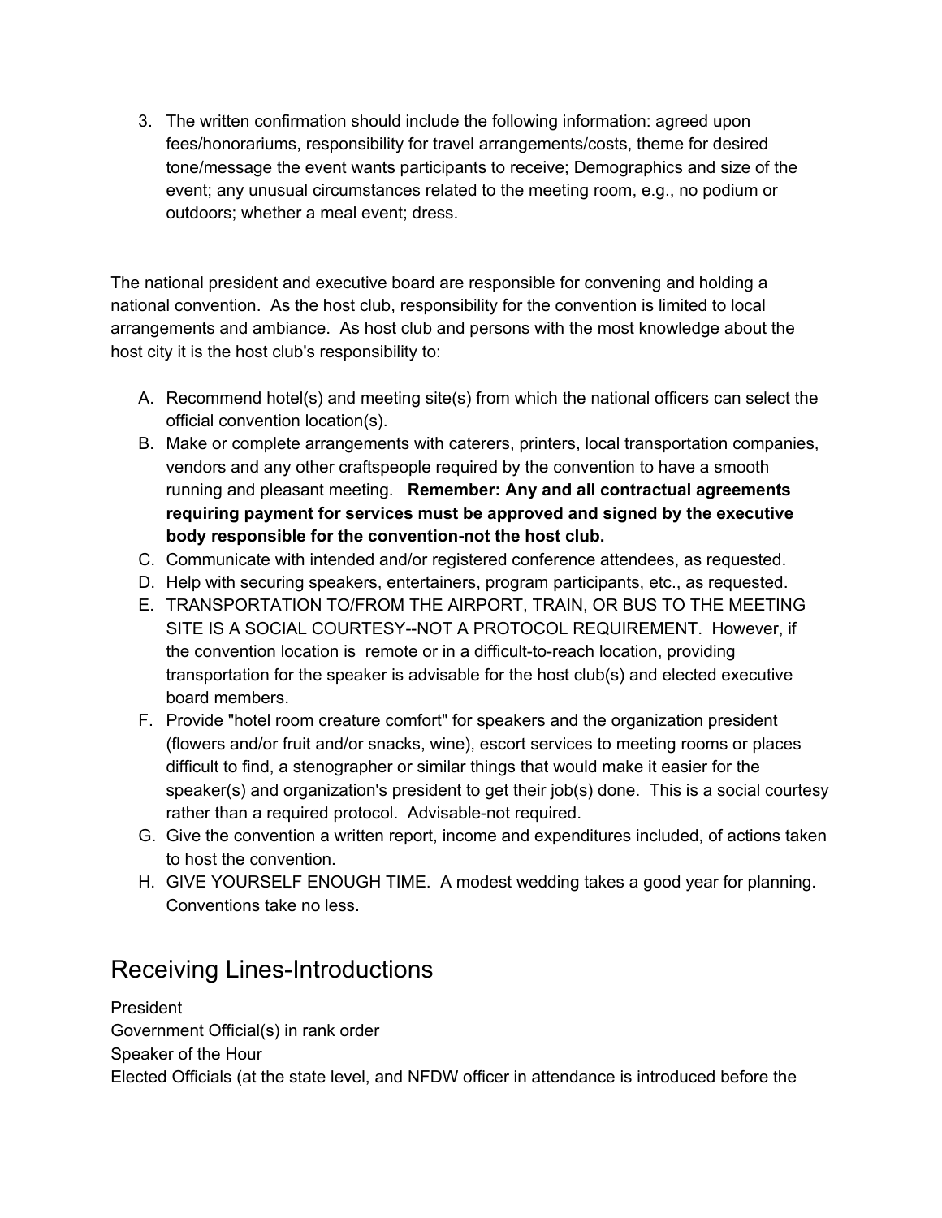3. The written confirmation should include the following information: agreed upon fees/honorariums, responsibility for travel arrangements/costs, theme for desired tone/message the event wants participants to receive; Demographics and size of the event; any unusual circumstances related to the meeting room, e.g., no podium or outdoors; whether a meal event; dress.

The national president and executive board are responsible for convening and holding a national convention. As the host club, responsibility for the convention is limited to local arrangements and ambiance. As host club and persons with the most knowledge about the host city it is the host club's responsibility to:

A. Recommend hotel(s) and meeting site(s) from which the national officers can select the official convention location(s).
B. Make or complete arrangements with caterers, printers, local transportation companies, vendors and any other craftspeople required by the convention to have a smooth running and pleasant meeting. **Remember: Any and all contractual agreements requiring payment for services must be approved and signed by the executive body responsible for the convention-not the host club.**
C. Communicate with intended and/or registered conference attendees, as requested.
D. Help with securing speakers, entertainers, program participants, etc., as requested.
E. TRANSPORTATION TO/FROM THE AIRPORT, TRAIN, OR BUS TO THE MEETING SITE IS A SOCIAL COURTESY--NOT A PROTOCOL REQUIREMENT. However, if the convention location is remote or in a difficult-to-reach location, providing transportation for the speaker is advisable for the host club(s) and elected executive board members.
F. Provide "hotel room creature comfort" for speakers and the organization president (flowers and/or fruit and/or snacks, wine), escort services to meeting rooms or places difficult to find, a stenographer or similar things that would make it easier for the speaker(s) and organization's president to get their job(s) done. This is a social courtesy rather than a required protocol. Advisable-not required.
G. Give the convention a written report, income and expenditures included, of actions taken to host the convention.
H. GIVE YOURSELF ENOUGH TIME. A modest wedding takes a good year for planning. Conventions take no less.

## Receiving Lines-Introductions

President
Government Official(s) in rank order
Speaker of the Hour
Elected Officials (at the state level, and NFDW officer in attendance is introduced before the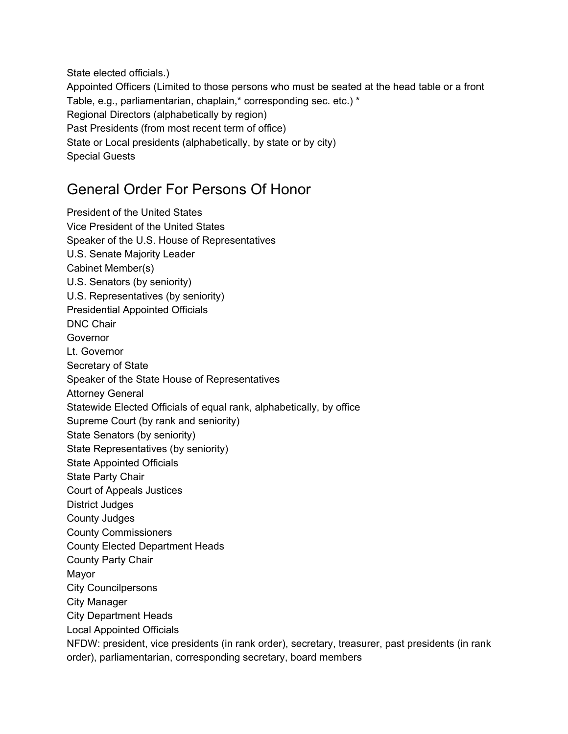State elected officials.)
Appointed Officers (Limited to those persons who must be seated at the head table or a front Table, e.g., parliamentarian, chaplain,* corresponding sec. etc.) *
Regional Directors (alphabetically by region)
Past Presidents (from most recent term of office)
State or Local presidents (alphabetically, by state or by city)
Special Guests

## General Order For Persons Of Honor

President of the United States
Vice President of the United States
Speaker of the U.S. House of Representatives
U.S. Senate Majority Leader
Cabinet Member(s)
U.S. Senators (by seniority)
U.S. Representatives (by seniority)
Presidential Appointed Officials
DNC Chair
Governor
Lt. Governor
Secretary of State
Speaker of the State House of Representatives
Attorney General
Statewide Elected Officials of equal rank, alphabetically, by office
Supreme Court (by rank and seniority)
State Senators (by seniority)
State Representatives (by seniority)
State Appointed Officials
State Party Chair
Court of Appeals Justices
District Judges
County Judges
County Commissioners
County Elected Department Heads
County Party Chair
Mayor
City Councilpersons
City Manager
City Department Heads
Local Appointed Officials
NFDW: president, vice presidents (in rank order), secretary, treasurer, past presidents (in rank order), parliamentarian, corresponding secretary, board members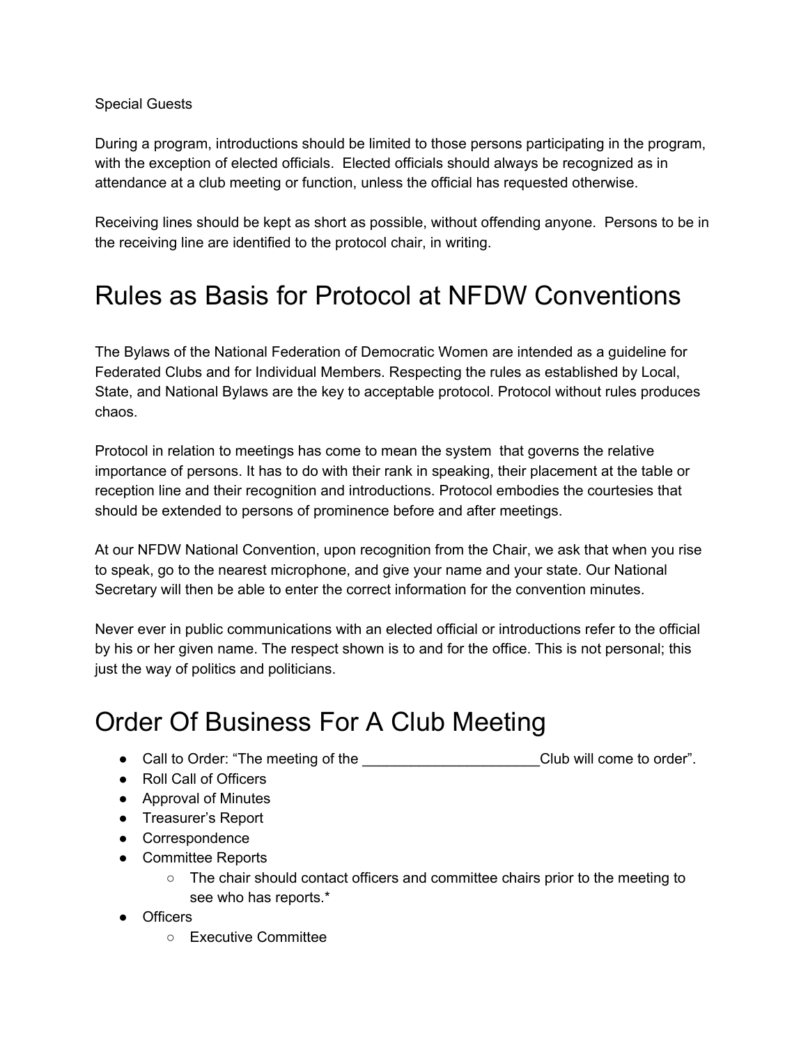Special Guests

During a program, introductions should be limited to those persons participating in the program, with the exception of elected officials. Elected officials should always be recognized as in attendance at a club meeting or function, unless the official has requested otherwise.

Receiving lines should be kept as short as possible, without offending anyone. Persons to be in the receiving line are identified to the protocol chair, in writing.

# Rules as Basis for Protocol at NFDW Conventions

The Bylaws of the National Federation of Democratic Women are intended as a guideline for Federated Clubs and for Individual Members. Respecting the rules as established by Local, State, and National Bylaws are the key to acceptable protocol. Protocol without rules produces chaos.

Protocol in relation to meetings has come to mean the system that governs the relative importance of persons. It has to do with their rank in speaking, their placement at the table or reception line and their recognition and introductions. Protocol embodies the courtesies that should be extended to persons of prominence before and after meetings.

At our NFDW National Convention, upon recognition from the Chair, we ask that when you rise to speak, go to the nearest microphone, and give your name and your state. Our National Secretary will then be able to enter the correct information for the convention minutes.

Never ever in public communications with an elected official or introductions refer to the official by his or her given name. The respect shown is to and for the office. This is not personal; this just the way of politics and politicians.

# Order Of Business For A Club Meeting

- Call to Order: “The meeting of the ______________________Club will come to order”.
- Roll Call of Officers
- Approval of Minutes
- Treasurer’s Report
- Correspondence
- Committee Reports
    - The chair should contact officers and committee chairs prior to the meeting to see who has reports.*
- Officers
    - Executive Committee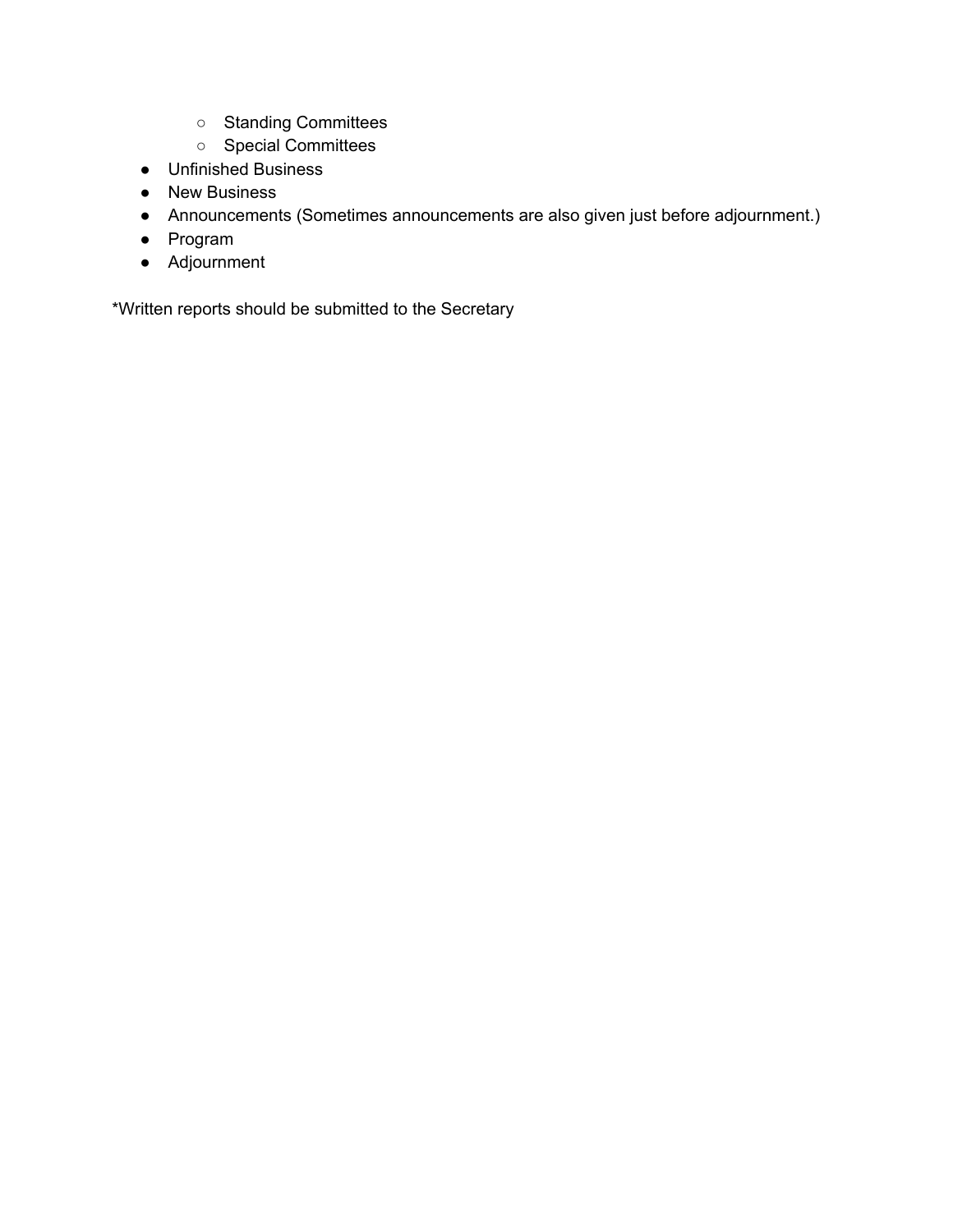- Standing Committees
    - Special Committees
- Unfinished Business
- New Business
- Announcements (Sometimes announcements are also given just before adjournment.)
- Program
- Adjournment

*Written reports should be submitted to the Secretary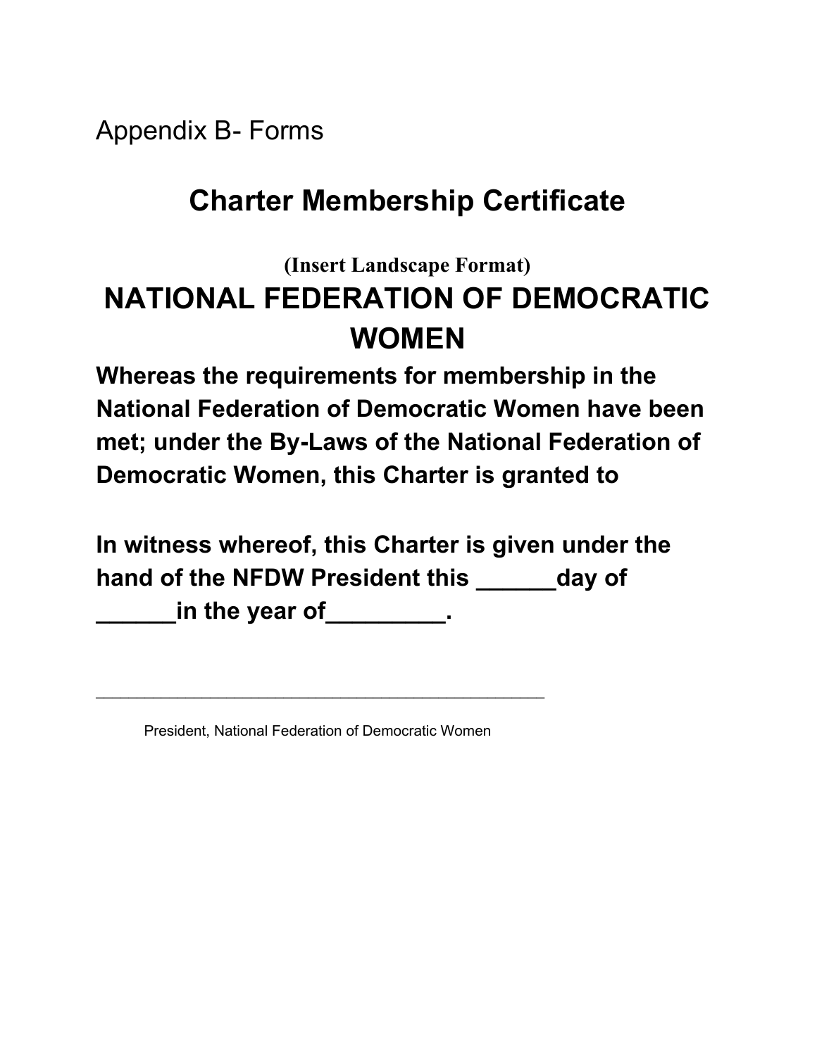Appendix B- Forms

## Charter Membership Certificate

**(Insert Landscape Format)**

# NATIONAL FEDERATION OF DEMOCRATIC WOMEN

**Whereas the requirements for membership in the National Federation of Democratic Women have been met; under the By-Laws of the National Federation of Democratic Women, this Charter is granted to**

**In witness whereof, this Charter is given under the hand of the NFDW President this ______day of ______in the year of_________.**

_____________________________________________

President, National Federation of Democratic Women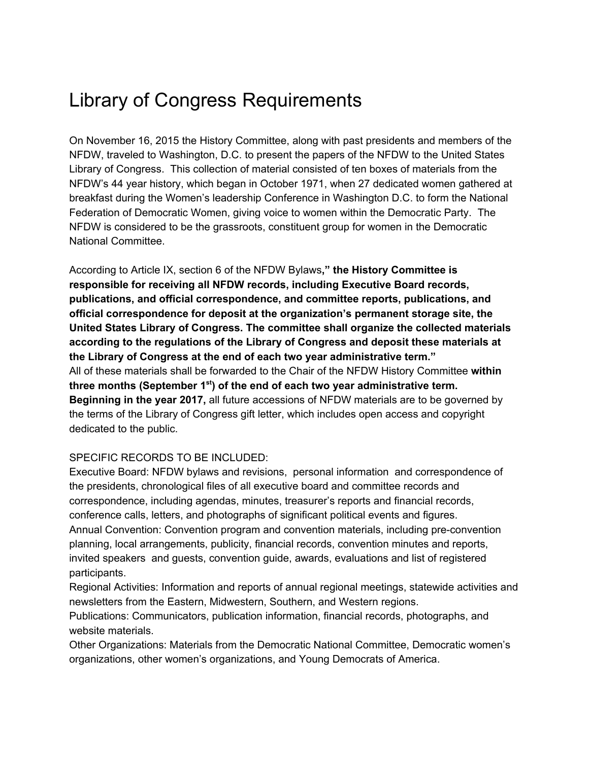# Library of Congress Requirements

On November 16, 2015 the History Committee, along with past presidents and members of the NFDW, traveled to Washington, D.C. to present the papers of the NFDW to the United States Library of Congress. This collection of material consisted of ten boxes of materials from the NFDW's 44 year history, which began in October 1971, when 27 dedicated women gathered at breakfast during the Women's leadership Conference in Washington D.C. to form the National Federation of Democratic Women, giving voice to women within the Democratic Party. The NFDW is considered to be the grassroots, constituent group for women in the Democratic National Committee.

According to Article IX, section 6 of the NFDW Bylaws**," the History Committee is responsible for receiving all NFDW records, including Executive Board records, publications, and official correspondence, and committee reports, publications, and official correspondence for deposit at the organization's permanent storage site, the United States Library of Congress. The committee shall organize the collected materials according to the regulations of the Library of Congress and deposit these materials at the Library of Congress at the end of each two year administrative term."**
All of these materials shall be forwarded to the Chair of the NFDW History Committee **within three months (September 1st) of the end of each two year administrative term. Beginning in the year 2017,** all future accessions of NFDW materials are to be governed by the terms of the Library of Congress gift letter, which includes open access and copyright dedicated to the public.

SPECIFIC RECORDS TO BE INCLUDED:
Executive Board: NFDW bylaws and revisions, personal information and correspondence of the presidents, chronological files of all executive board and committee records and correspondence, including agendas, minutes, treasurer's reports and financial records, conference calls, letters, and photographs of significant political events and figures.
Annual Convention: Convention program and convention materials, including pre-convention planning, local arrangements, publicity, financial records, convention minutes and reports, invited speakers and guests, convention guide, awards, evaluations and list of registered participants.
Regional Activities: Information and reports of annual regional meetings, statewide activities and newsletters from the Eastern, Midwestern, Southern, and Western regions.
Publications: Communicators, publication information, financial records, photographs, and website materials.
Other Organizations: Materials from the Democratic National Committee, Democratic women's organizations, other women's organizations, and Young Democrats of America.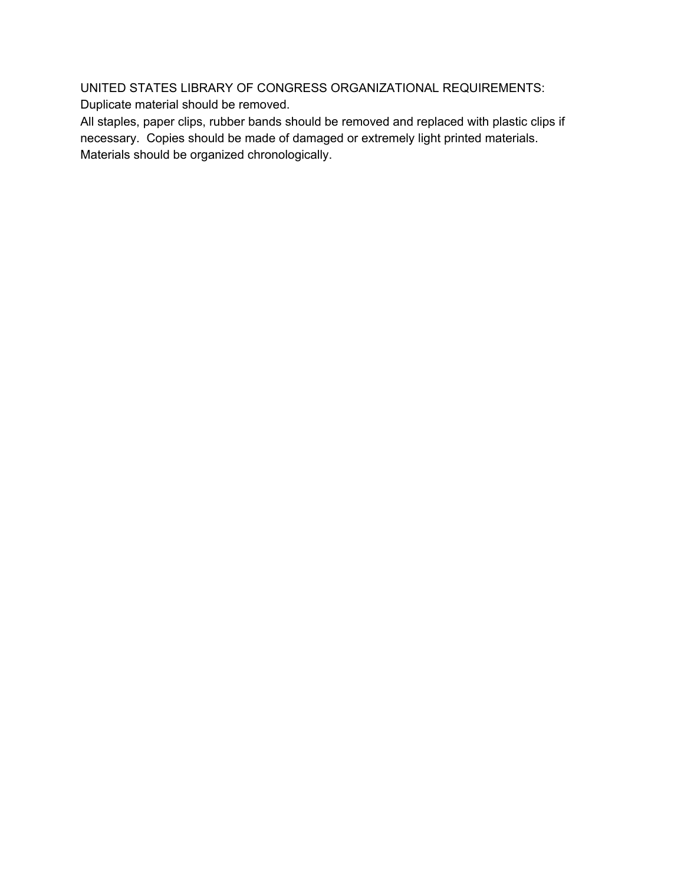UNITED STATES LIBRARY OF CONGRESS ORGANIZATIONAL REQUIREMENTS:
Duplicate material should be removed.
All staples, paper clips, rubber bands should be removed and replaced with plastic clips if necessary. Copies should be made of damaged or extremely light printed materials.
Materials should be organized chronologically.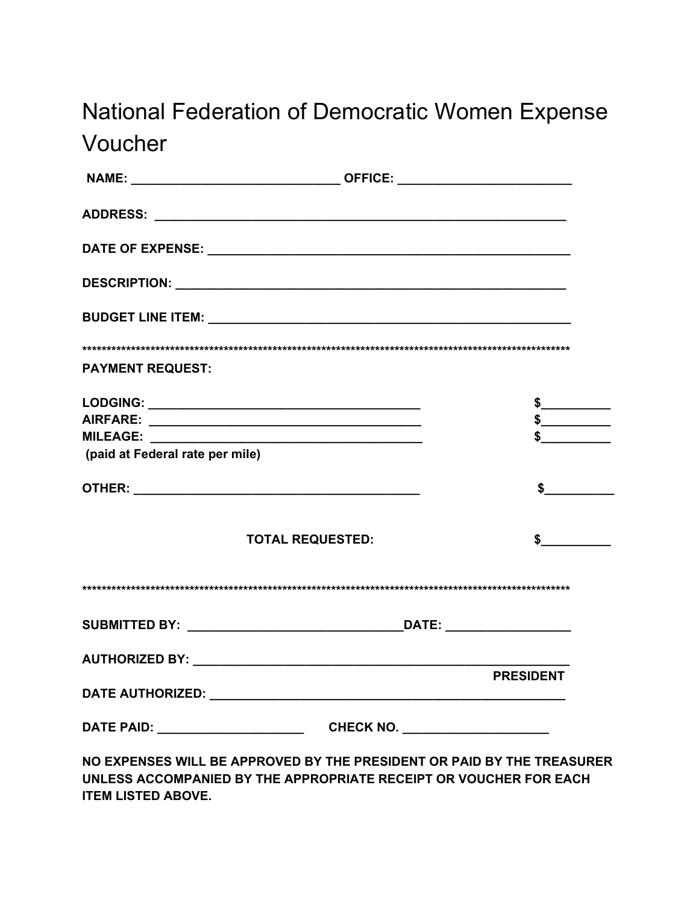# National Federation of Democratic Women Expense Voucher

**NAME:** ______________________________ **OFFICE:** _________________________

**ADDRESS:** ____________________________________________________________

**DATE OF EXPENSE:** _____________________________________________________

**DESCRIPTION:** _________________________________________________________

**BUDGET LINE ITEM:** ____________________________________________________

****************************************************************************************************************

**PAYMENT REQUEST:**

**LODGING:** _______________________________________ **$**__________
**AIRFARE:** _______________________________________ **$**__________
**MILEAGE:** _______________________________________ **$**__________
**(paid at Federal rate per mile)**

**OTHER:** _________________________________________ **$**__________

**TOTAL REQUESTED:** **$**__________

****************************************************************************************************************

**SUBMITTED BY:** _______________________________**DATE:** __________________

**AUTHORIZED BY:** _______________________________________________________
**PRESIDENT**

**DATE AUTHORIZED:** _____________________________________________________

**DATE PAID:** _____________________ **CHECK NO.** _____________________

**NO EXPENSES WILL BE APPROVED BY THE PRESIDENT OR PAID BY THE TREASURER UNLESS ACCOMPANIED BY THE APPROPRIATE RECEIPT OR VOUCHER FOR EACH ITEM LISTED ABOVE.**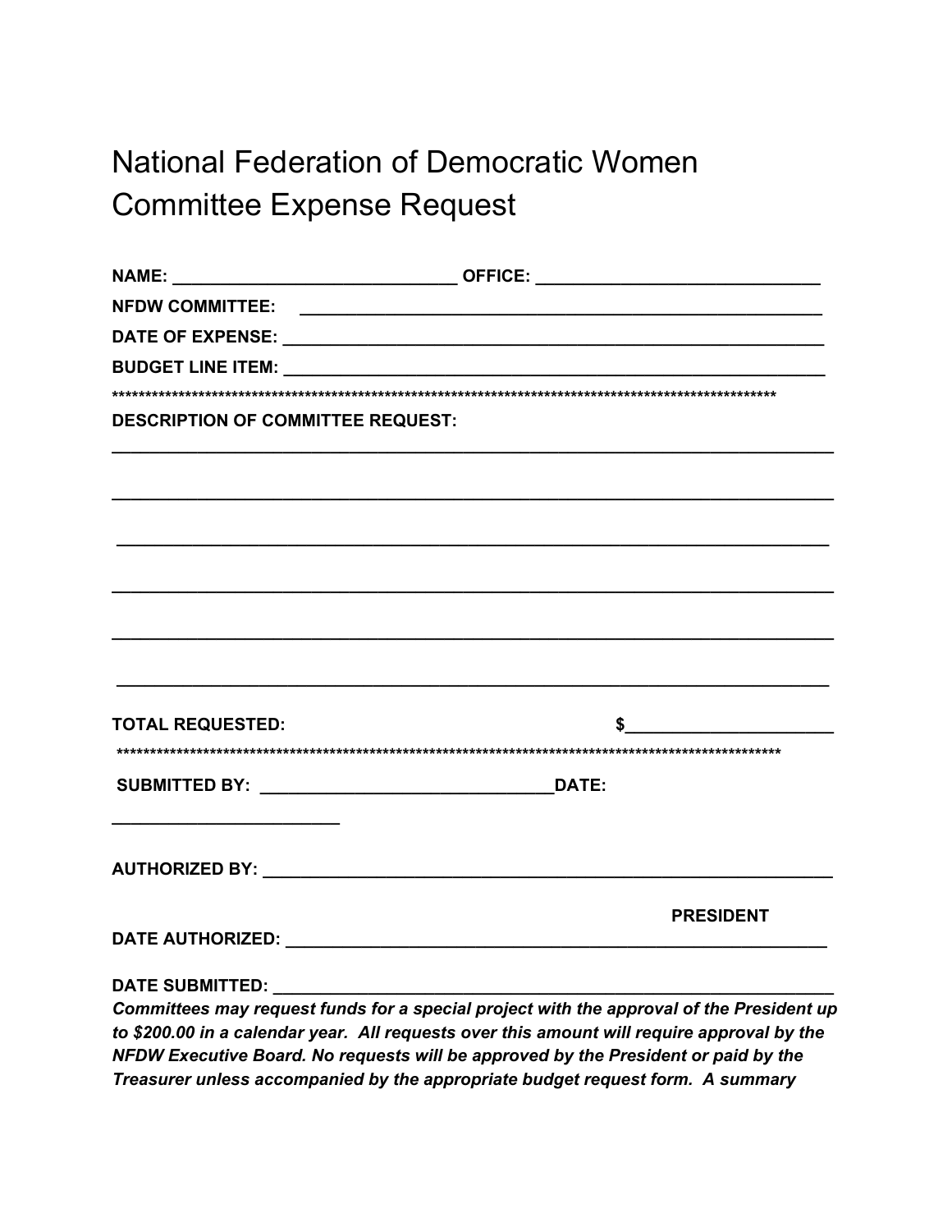# National Federation of Democratic Women
## Committee Expense Request

**NAME:** ______________________________ **OFFICE:** ______________________________

**NFDW COMMITTEE:** ______________________________________________________

**DATE OF EXPENSE:** ______________________________________________________

**BUDGET LINE ITEM:** ______________________________________________________

*************************************************************************************************************

**DESCRIPTION OF COMMITTEE REQUEST:**

______________________________________________________________________________

______________________________________________________________________________

______________________________________________________________________________

______________________________________________________________________________

______________________________________________________________________________

______________________________________________________________________________

**TOTAL REQUESTED:** **$**______________________

*************************************************************************************************************

**SUBMITTED BY:** ______________________________**DATE:**

________________________

**AUTHORIZED BY:** ______________________________________________________________

**PRESIDENT**

**DATE AUTHORIZED:** ____________________________________________________________

**DATE SUBMITTED:** _____________________________________________________________

***Committees may request funds for a special project with the approval of the President up to $200.00 in a calendar year. All requests over this amount will require approval by the NFDW Executive Board. No requests will be approved by the President or paid by the Treasurer unless accompanied by the appropriate budget request form. A summary***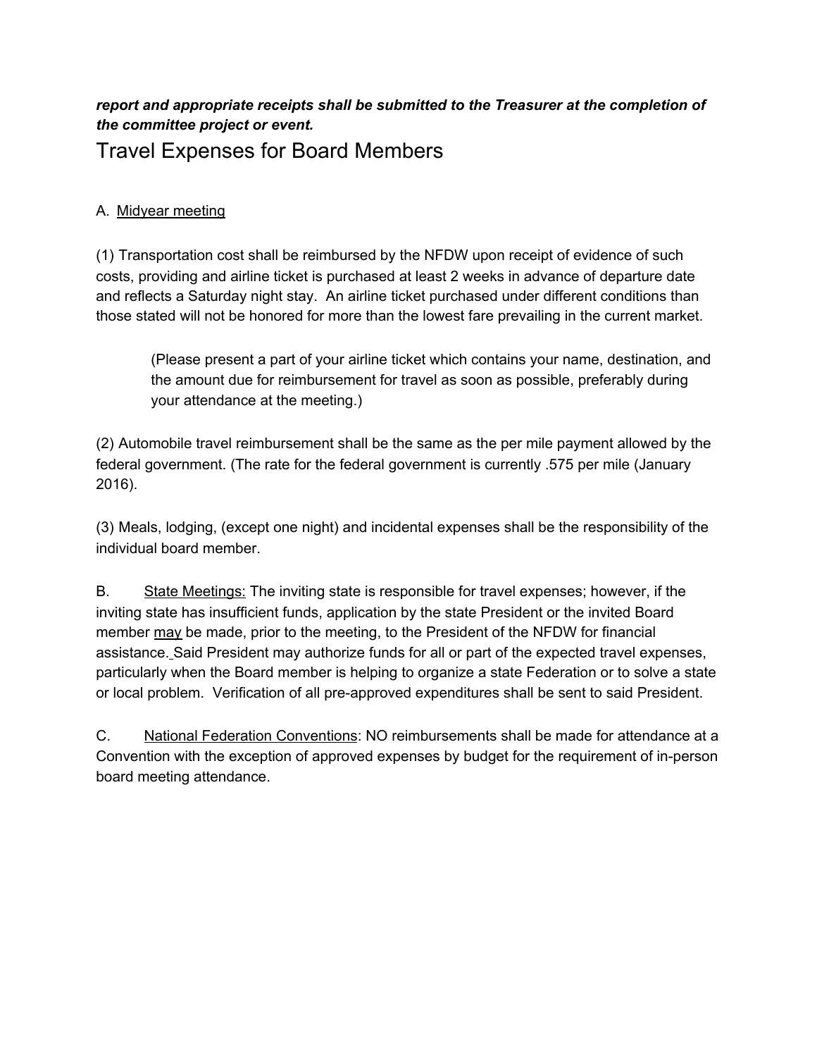***report and appropriate receipts shall be submitted to the Treasurer at the completion of the committee project or event.***

# Travel Expenses for Board Members

A. Midyear meeting

(1) Transportation cost shall be reimbursed by the NFDW upon receipt of evidence of such costs, providing and airline ticket is purchased at least 2 weeks in advance of departure date and reflects a Saturday night stay. An airline ticket purchased under different conditions than those stated will not be honored for more than the lowest fare prevailing in the current market.

> (Please present a part of your airline ticket which contains your name, destination, and the amount due for reimbursement for travel as soon as possible, preferably during your attendance at the meeting.)

(2) Automobile travel reimbursement shall be the same as the per mile payment allowed by the federal government. (The rate for the federal government is currently .575 per mile (January 2016).

(3) Meals, lodging, (except one night) and incidental expenses shall be the responsibility of the individual board member.

B. State Meetings: The inviting state is responsible for travel expenses; however, if the inviting state has insufficient funds, application by the state President or the invited Board member may be made, prior to the meeting, to the President of the NFDW for financial assistance. Said President may authorize funds for all or part of the expected travel expenses, particularly when the Board member is helping to organize a state Federation or to solve a state or local problem. Verification of all pre-approved expenditures shall be sent to said President.

C. National Federation Conventions: NO reimbursements shall be made for attendance at a Convention with the exception of approved expenses by budget for the requirement of in-person board meeting attendance.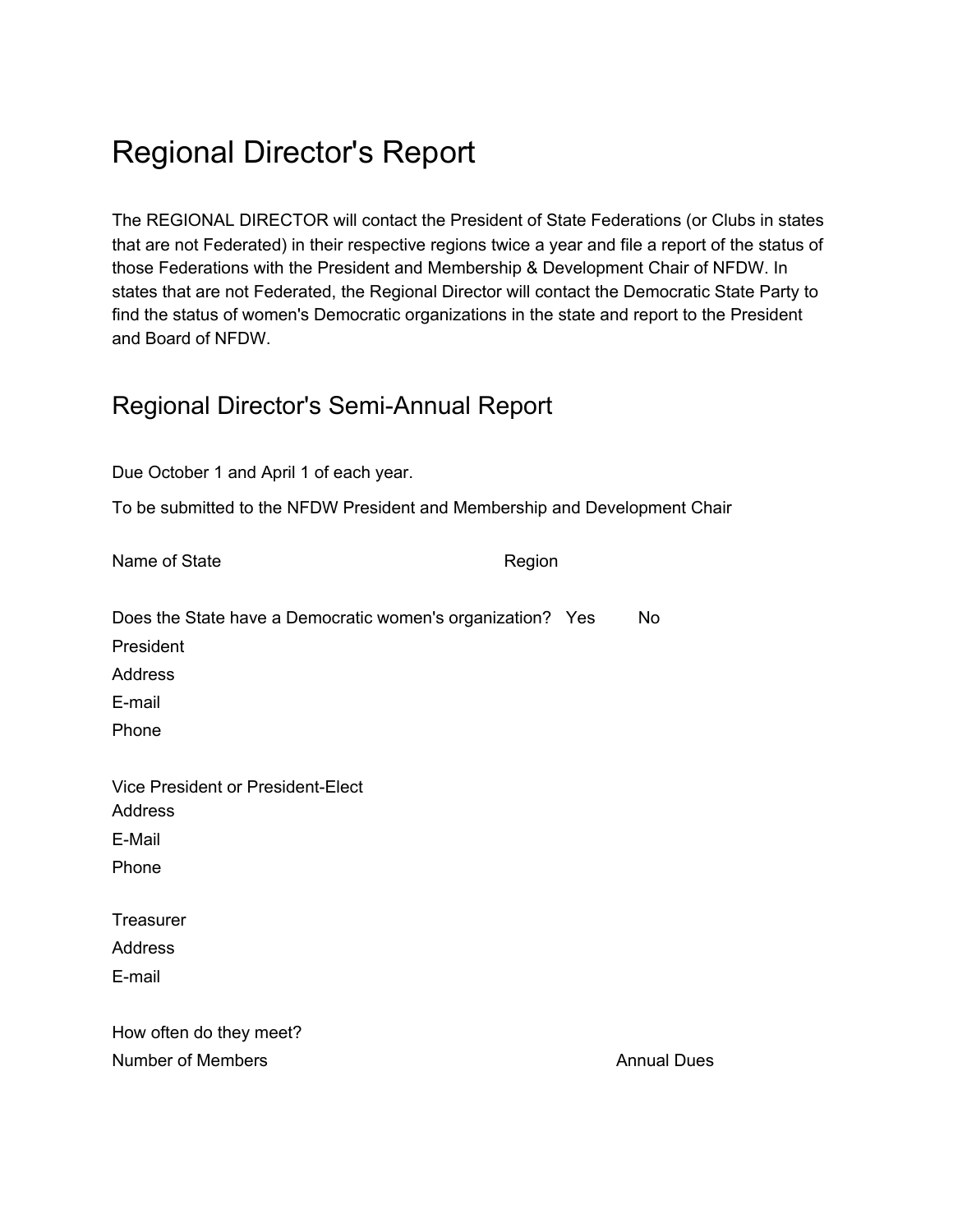# Regional Director's Report

The REGIONAL DIRECTOR will contact the President of State Federations (or Clubs in states that are not Federated) in their respective regions twice a year and file a report of the status of those Federations with the President and Membership & Development Chair of NFDW. In states that are not Federated, the Regional Director will contact the Democratic State Party to find the status of women's Democratic organizations in the state and report to the President and Board of NFDW.

## Regional Director's Semi-Annual Report

Due October 1 and April 1 of each year.

To be submitted to the NFDW President and Membership and Development Chair

Name of State Region

Does the State have a Democratic women's organization? Yes No

President

Address

E-mail

Phone

Vice President or President-Elect

Address

E-Mail

Phone

Treasurer

Address

E-mail

How often do they meet?

Number of Members Annual Dues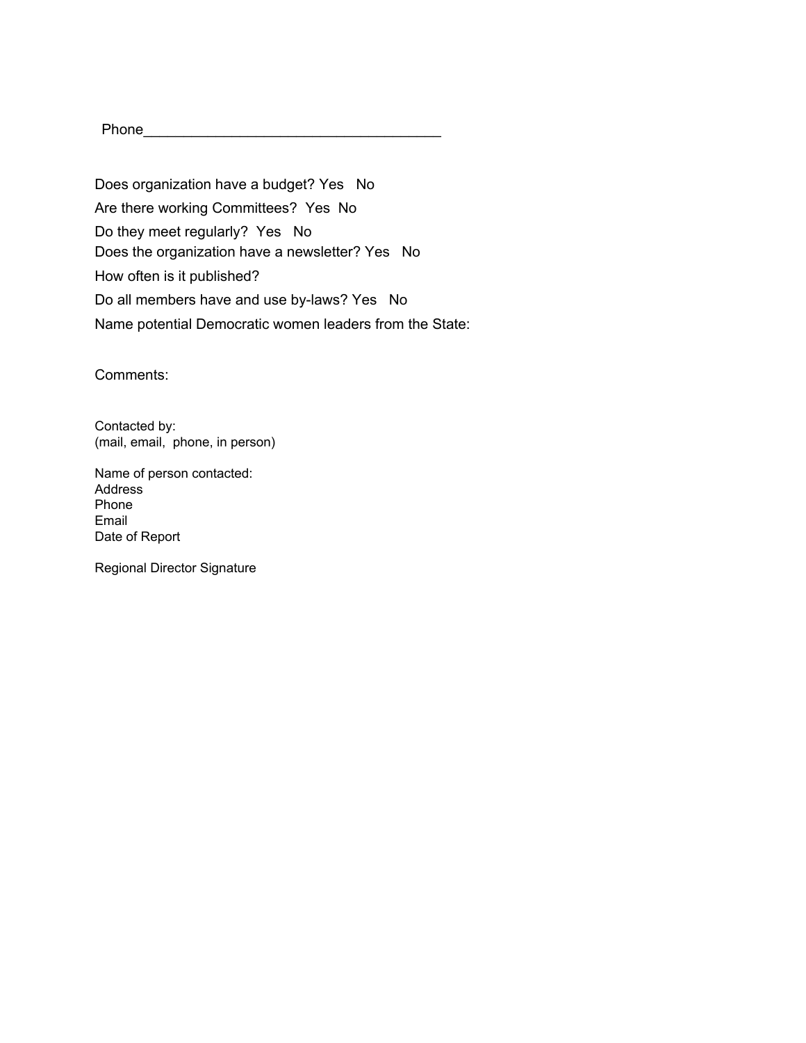Phone_______________________________________

Does organization have a budget? Yes No

Are there working Committees? Yes No

Do they meet regularly? Yes No

Does the organization have a newsletter? Yes No

How often is it published?

Do all members have and use by-laws? Yes No

Name potential Democratic women leaders from the State:

Comments:

Contacted by:
(mail, email, phone, in person)

Name of person contacted:
Address
Phone
Email
Date of Report

Regional Director Signature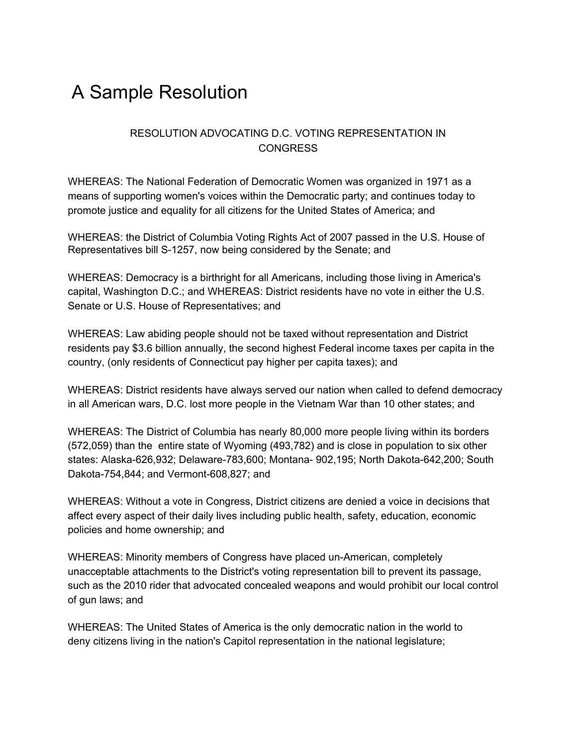# A Sample Resolution

RESOLUTION ADVOCATING D.C. VOTING REPRESENTATION IN CONGRESS

WHEREAS: The National Federation of Democratic Women was organized in 1971 as a means of supporting women's voices within the Democratic party; and continues today to promote justice and equality for all citizens for the United States of America; and

WHEREAS: the District of Columbia Voting Rights Act of 2007 passed in the U.S. House of Representatives bill S-1257, now being considered by the Senate; and

WHEREAS: Democracy is a birthright for all Americans, including those living in America's capital, Washington D.C.; and WHEREAS: District residents have no vote in either the U.S. Senate or U.S. House of Representatives; and

WHEREAS: Law abiding people should not be taxed without representation and District residents pay $3.6 billion annually, the second highest Federal income taxes per capita in the country, (only residents of Connecticut pay higher per capita taxes); and

WHEREAS: District residents have always served our nation when called to defend democracy in all American wars, D.C. lost more people in the Vietnam War than 10 other states; and

WHEREAS: The District of Columbia has nearly 80,000 more people living within its borders (572,059) than the entire state of Wyoming (493,782) and is close in population to six other states: Alaska-626,932; Delaware-783,600; Montana- 902,195; North Dakota-642,200; South Dakota-754,844; and Vermont-608,827; and

WHEREAS: Without a vote in Congress, District citizens are denied a voice in decisions that affect every aspect of their daily lives including public health, safety, education, economic policies and home ownership; and

WHEREAS: Minority members of Congress have placed un-American, completely unacceptable attachments to the District's voting representation bill to prevent its passage, such as the 2010 rider that advocated concealed weapons and would prohibit our local control of gun laws; and

WHEREAS: The United States of America is the only democratic nation in the world to deny citizens living in the nation's Capitol representation in the national legislature;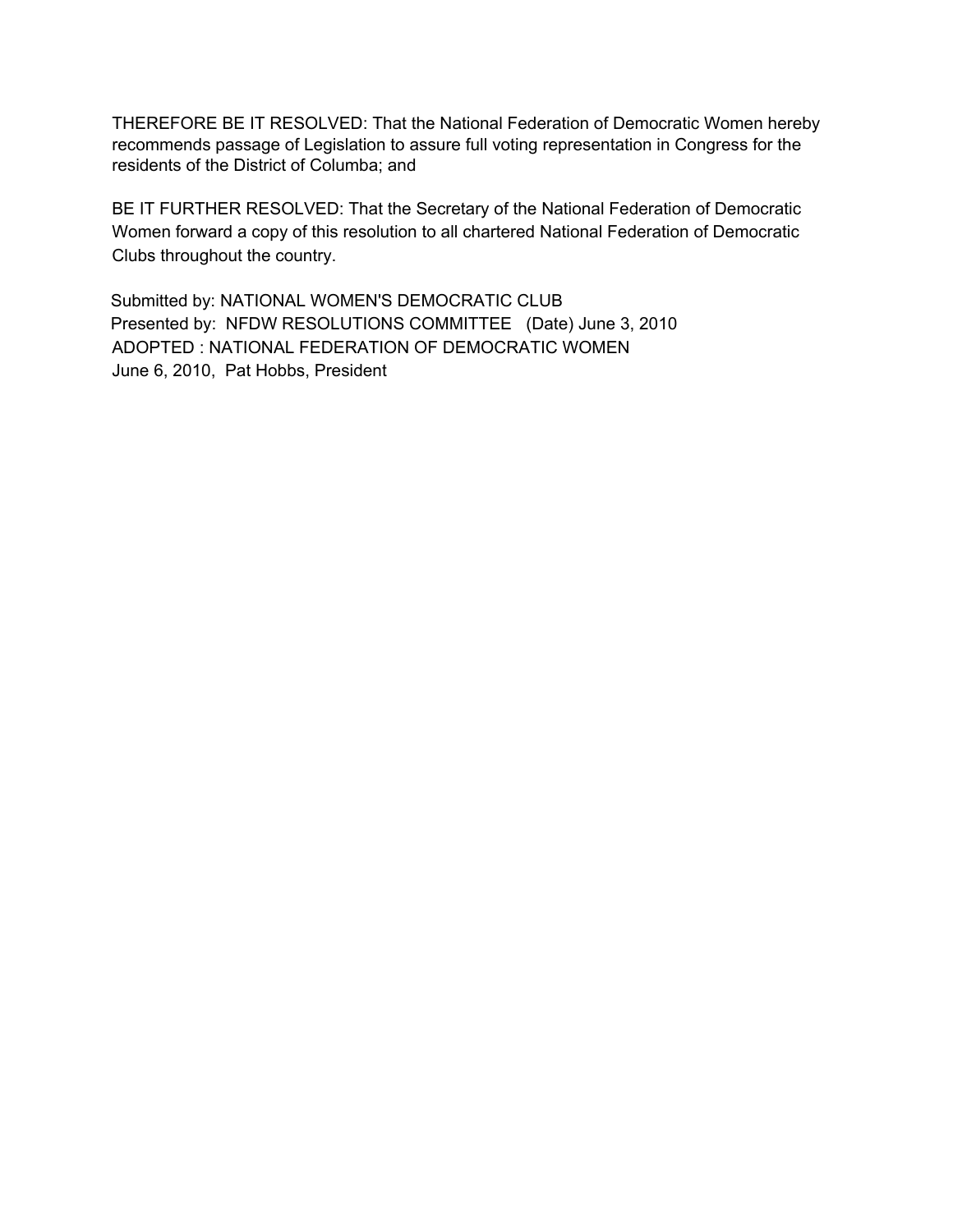THEREFORE BE IT RESOLVED: That the National Federation of Democratic Women hereby recommends passage of Legislation to assure full voting representation in Congress for the residents of the District of Columba; and

BE IT FURTHER RESOLVED: That the Secretary of the National Federation of Democratic Women forward a copy of this resolution to all chartered National Federation of Democratic Clubs throughout the country.

Submitted by: NATIONAL WOMEN'S DEMOCRATIC CLUB
Presented by: NFDW RESOLUTIONS COMMITTEE (Date) June 3, 2010
ADOPTED : NATIONAL FEDERATION OF DEMOCRATIC WOMEN
June 6, 2010, Pat Hobbs, President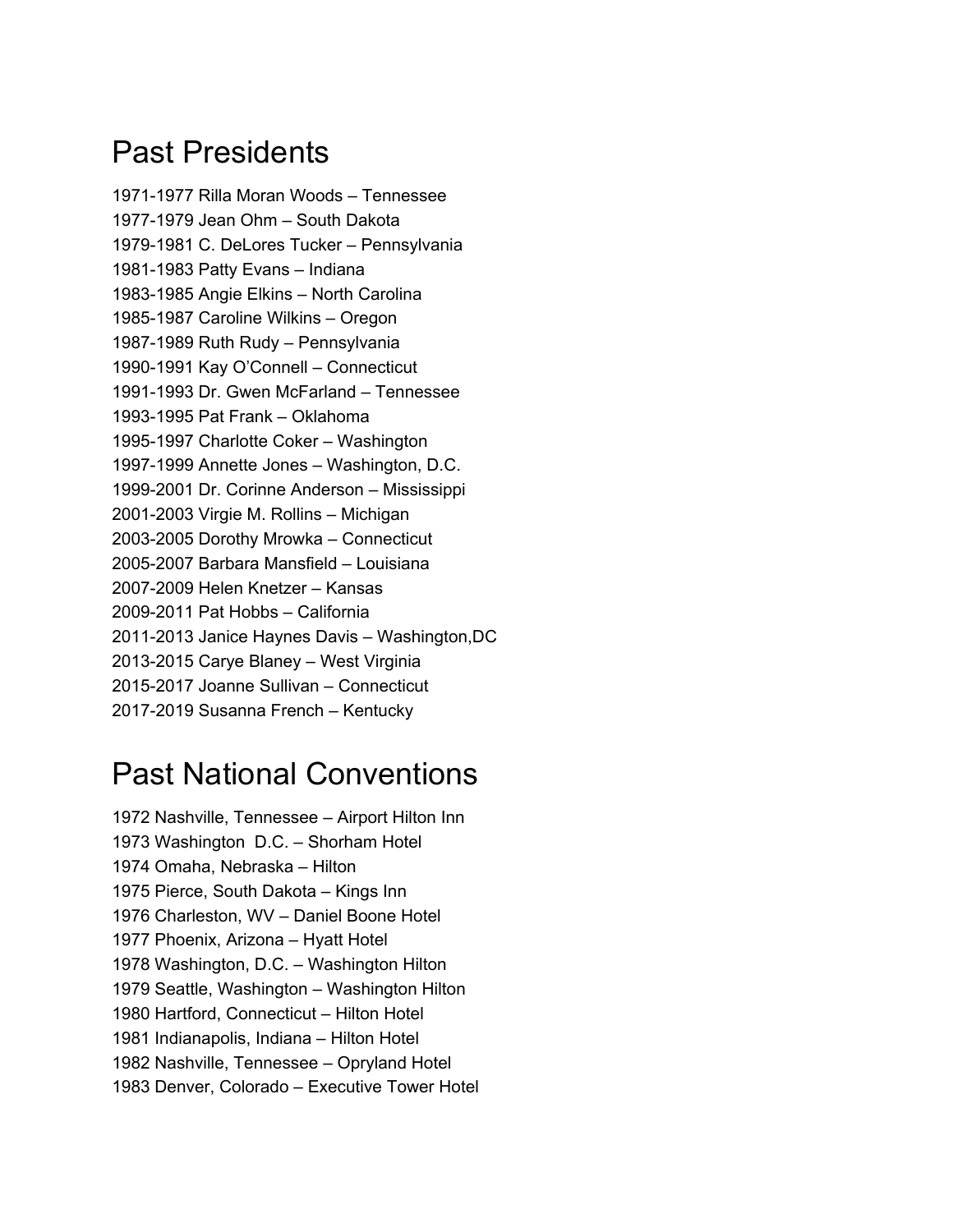# Past Presidents

1971-1977 Rilla Moran Woods – Tennessee
1977-1979 Jean Ohm – South Dakota
1979-1981 C. DeLores Tucker – Pennsylvania
1981-1983 Patty Evans – Indiana
1983-1985 Angie Elkins – North Carolina
1985-1987 Caroline Wilkins – Oregon
1987-1989 Ruth Rudy – Pennsylvania
1990-1991 Kay O'Connell – Connecticut
1991-1993 Dr. Gwen McFarland – Tennessee
1993-1995 Pat Frank – Oklahoma
1995-1997 Charlotte Coker – Washington
1997-1999 Annette Jones – Washington, D.C.
1999-2001 Dr. Corinne Anderson – Mississippi
2001-2003 Virgie M. Rollins – Michigan
2003-2005 Dorothy Mrowka – Connecticut
2005-2007 Barbara Mansfield – Louisiana
2007-2009 Helen Knetzer – Kansas
2009-2011 Pat Hobbs – California
2011-2013 Janice Haynes Davis – Washington,DC
2013-2015 Carye Blaney – West Virginia
2015-2017 Joanne Sullivan – Connecticut
2017-2019 Susanna French – Kentucky

# Past National Conventions

1972 Nashville, Tennessee – Airport Hilton Inn
1973 Washington D.C. – Shorham Hotel
1974 Omaha, Nebraska – Hilton
1975 Pierce, South Dakota – Kings Inn
1976 Charleston, WV – Daniel Boone Hotel
1977 Phoenix, Arizona – Hyatt Hotel
1978 Washington, D.C. – Washington Hilton
1979 Seattle, Washington – Washington Hilton
1980 Hartford, Connecticut – Hilton Hotel
1981 Indianapolis, Indiana – Hilton Hotel
1982 Nashville, Tennessee – Opryland Hotel
1983 Denver, Colorado – Executive Tower Hotel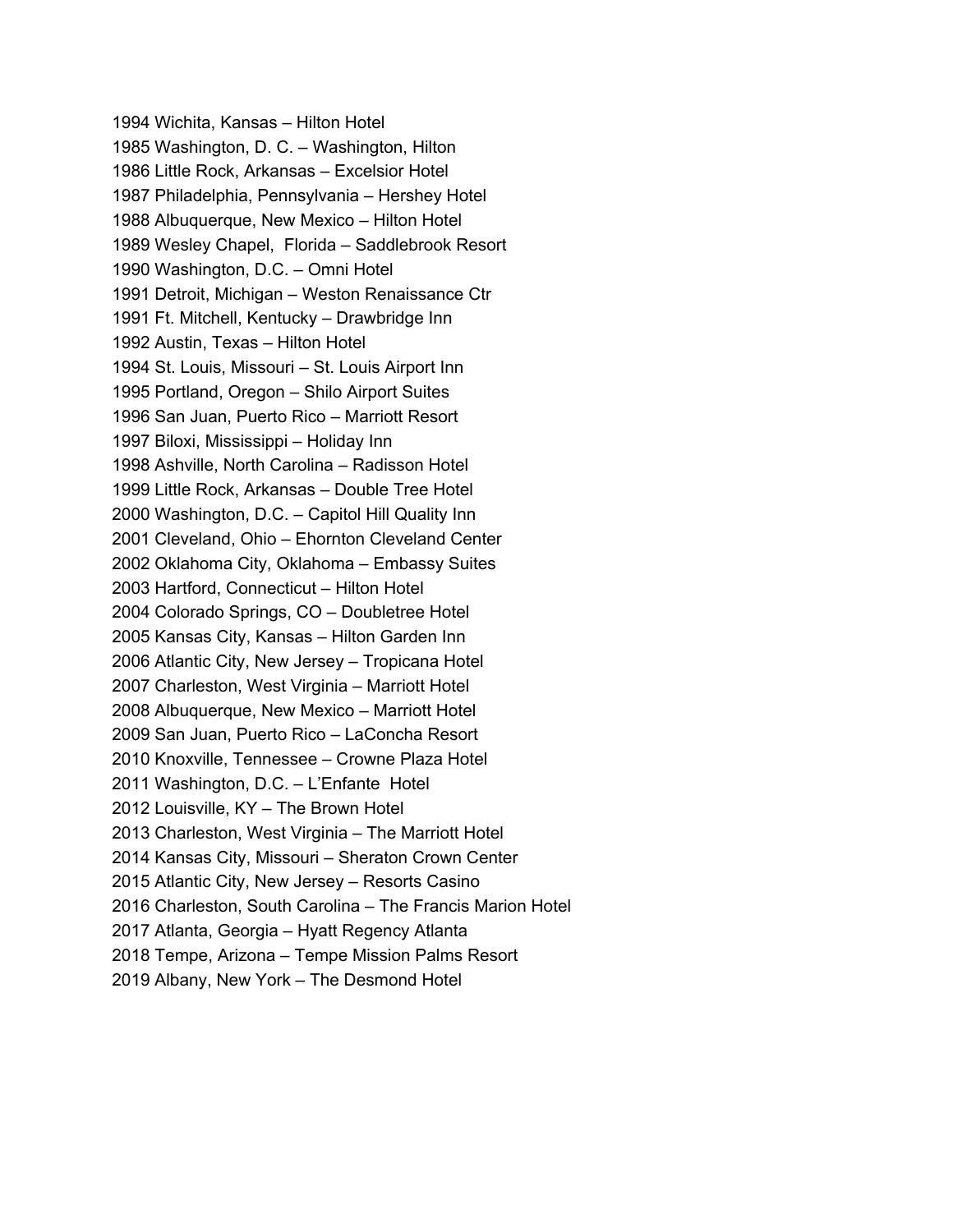1994 Wichita, Kansas – Hilton Hotel
1985 Washington, D. C. – Washington, Hilton
1986 Little Rock, Arkansas – Excelsior Hotel
1987 Philadelphia, Pennsylvania – Hershey Hotel
1988 Albuquerque, New Mexico – Hilton Hotel
1989 Wesley Chapel,  Florida – Saddlebrook Resort
1990 Washington, D.C. – Omni Hotel
1991 Detroit, Michigan – Weston Renaissance Ctr
1991 Ft. Mitchell, Kentucky – Drawbridge Inn
1992 Austin, Texas – Hilton Hotel
1994 St. Louis, Missouri – St. Louis Airport Inn
1995 Portland, Oregon – Shilo Airport Suites
1996 San Juan, Puerto Rico – Marriott Resort
1997 Biloxi, Mississippi – Holiday Inn
1998 Ashville, North Carolina – Radisson Hotel
1999 Little Rock, Arkansas – Double Tree Hotel
2000 Washington, D.C. – Capitol Hill Quality Inn
2001 Cleveland, Ohio – Ehornton Cleveland Center
2002 Oklahoma City, Oklahoma – Embassy Suites
2003 Hartford, Connecticut – Hilton Hotel
2004 Colorado Springs, CO – Doubletree Hotel
2005 Kansas City, Kansas – Hilton Garden Inn
2006 Atlantic City, New Jersey – Tropicana Hotel
2007 Charleston, West Virginia – Marriott Hotel
2008 Albuquerque, New Mexico – Marriott Hotel
2009 San Juan, Puerto Rico – LaConcha Resort
2010 Knoxville, Tennessee – Crowne Plaza Hotel
2011 Washington, D.C. – L'Enfante  Hotel
2012 Louisville, KY – The Brown Hotel
2013 Charleston, West Virginia – The Marriott Hotel
2014 Kansas City, Missouri – Sheraton Crown Center
2015 Atlantic City, New Jersey – Resorts Casino
2016 Charleston, South Carolina – The Francis Marion Hotel
2017 Atlanta, Georgia – Hyatt Regency Atlanta
2018 Tempe, Arizona – Tempe Mission Palms Resort
2019 Albany, New York – The Desmond Hotel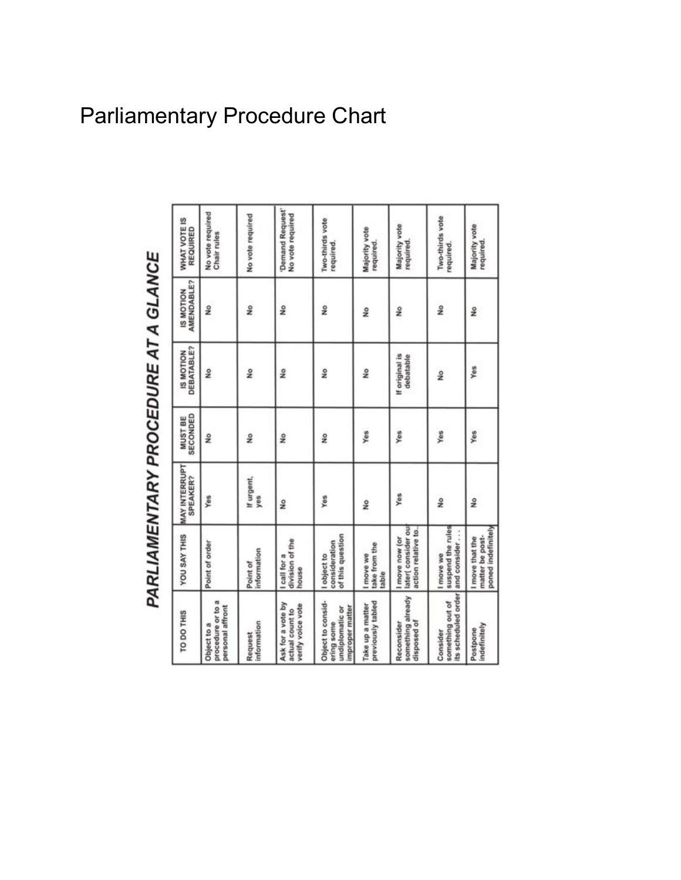# Parliamentary Procedure Chart

## PARLIAMENTARY PROCEDURE AT A GLANCE

| TO DO THIS | YOU SAY THIS | MAY INTERRUPT SPEAKER? | MUST BE SECONDED | IS MOTION DEBATABLE? | IS MOTION AMENDABLE? | WHAT VOTE IS REQUIRED |
| --- | --- | --- | --- | --- | --- | --- |
| Object to a procedure or to a personal affront | Point of order | Yes | No | No | No | No vote required Chair rules |
| Request information | Point of information | If urgent, yes | No | No | No | No vote required |
| Ask for a vote by actual count to verify voice vote | I call for a division of the house | No | No | No | No | 'Demand Request' No vote required |
| Object to considering some undiplomatic or improper matter | I object to consideration of this question | Yes | No | No | No | Two-thirds vote required. |
| Take up a matter previously tabled | I move we take from the table | No | Yes | No | No | Majority vote required. |
| Reconsider something already disposed of | I move now (or later( consider our action relative to... | Yes | Yes | If original is debatable | No | Majority vote required. |
| Consider something out of its scheduled order | I move we suspend the rules and consider . . . | No | Yes | No | No | Two-thirds vote required. |
| Postpone indefinitely | I move that the matter be postponed indefinitely | No | Yes | Yes | No | Majority vote required. |